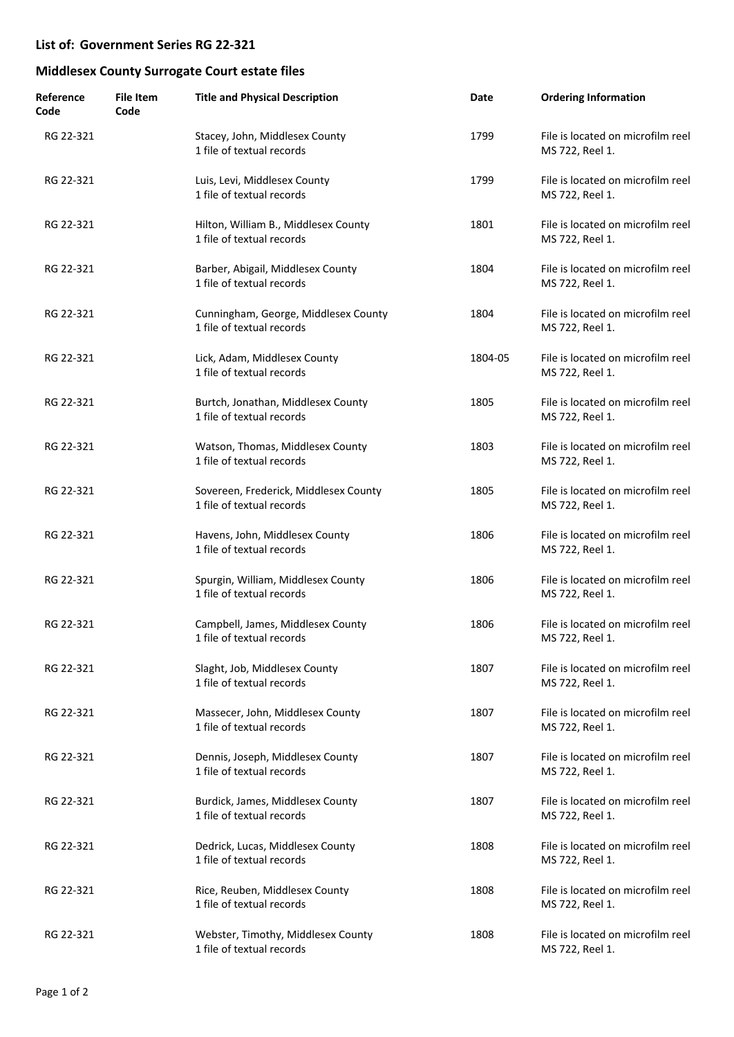## List of: Government Series RG 22-321

## Middlesex County Surrogate Court estate files

| Reference Code | File Item Code | Title and Physical Description | Date | Ordering Information |
| --- | --- | --- | --- | --- |
| RG 22-321 | | Stacey, John, Middlesex County<br>1 file of textual records | 1799 | File is located on microfilm reel MS 722, Reel 1. |
| RG 22-321 | | Luis, Levi, Middlesex County<br>1 file of textual records | 1799 | File is located on microfilm reel MS 722, Reel 1. |
| RG 22-321 | | Hilton, William B., Middlesex County<br>1 file of textual records | 1801 | File is located on microfilm reel MS 722, Reel 1. |
| RG 22-321 | | Barber, Abigail, Middlesex County<br>1 file of textual records | 1804 | File is located on microfilm reel MS 722, Reel 1. |
| RG 22-321 | | Cunningham, George, Middlesex County<br>1 file of textual records | 1804 | File is located on microfilm reel MS 722, Reel 1. |
| RG 22-321 | | Lick, Adam, Middlesex County<br>1 file of textual records | 1804-05 | File is located on microfilm reel MS 722, Reel 1. |
| RG 22-321 | | Burtch, Jonathan, Middlesex County<br>1 file of textual records | 1805 | File is located on microfilm reel MS 722, Reel 1. |
| RG 22-321 | | Watson, Thomas, Middlesex County<br>1 file of textual records | 1803 | File is located on microfilm reel MS 722, Reel 1. |
| RG 22-321 | | Sovereen, Frederick, Middlesex County<br>1 file of textual records | 1805 | File is located on microfilm reel MS 722, Reel 1. |
| RG 22-321 | | Havens, John, Middlesex County<br>1 file of textual records | 1806 | File is located on microfilm reel MS 722, Reel 1. |
| RG 22-321 | | Spurgin, William, Middlesex County<br>1 file of textual records | 1806 | File is located on microfilm reel MS 722, Reel 1. |
| RG 22-321 | | Campbell, James, Middlesex County<br>1 file of textual records | 1806 | File is located on microfilm reel MS 722, Reel 1. |
| RG 22-321 | | Slaght, Job, Middlesex County<br>1 file of textual records | 1807 | File is located on microfilm reel MS 722, Reel 1. |
| RG 22-321 | | Massecer, John, Middlesex County<br>1 file of textual records | 1807 | File is located on microfilm reel MS 722, Reel 1. |
| RG 22-321 | | Dennis, Joseph, Middlesex County<br>1 file of textual records | 1807 | File is located on microfilm reel MS 722, Reel 1. |
| RG 22-321 | | Burdick, James, Middlesex County<br>1 file of textual records | 1807 | File is located on microfilm reel MS 722, Reel 1. |
| RG 22-321 | | Dedrick, Lucas, Middlesex County<br>1 file of textual records | 1808 | File is located on microfilm reel MS 722, Reel 1. |
| RG 22-321 | | Rice, Reuben, Middlesex County<br>1 file of textual records | 1808 | File is located on microfilm reel MS 722, Reel 1. |
| RG 22-321 | | Webster, Timothy, Middlesex County<br>1 file of textual records | 1808 | File is located on microfilm reel MS 722, Reel 1. |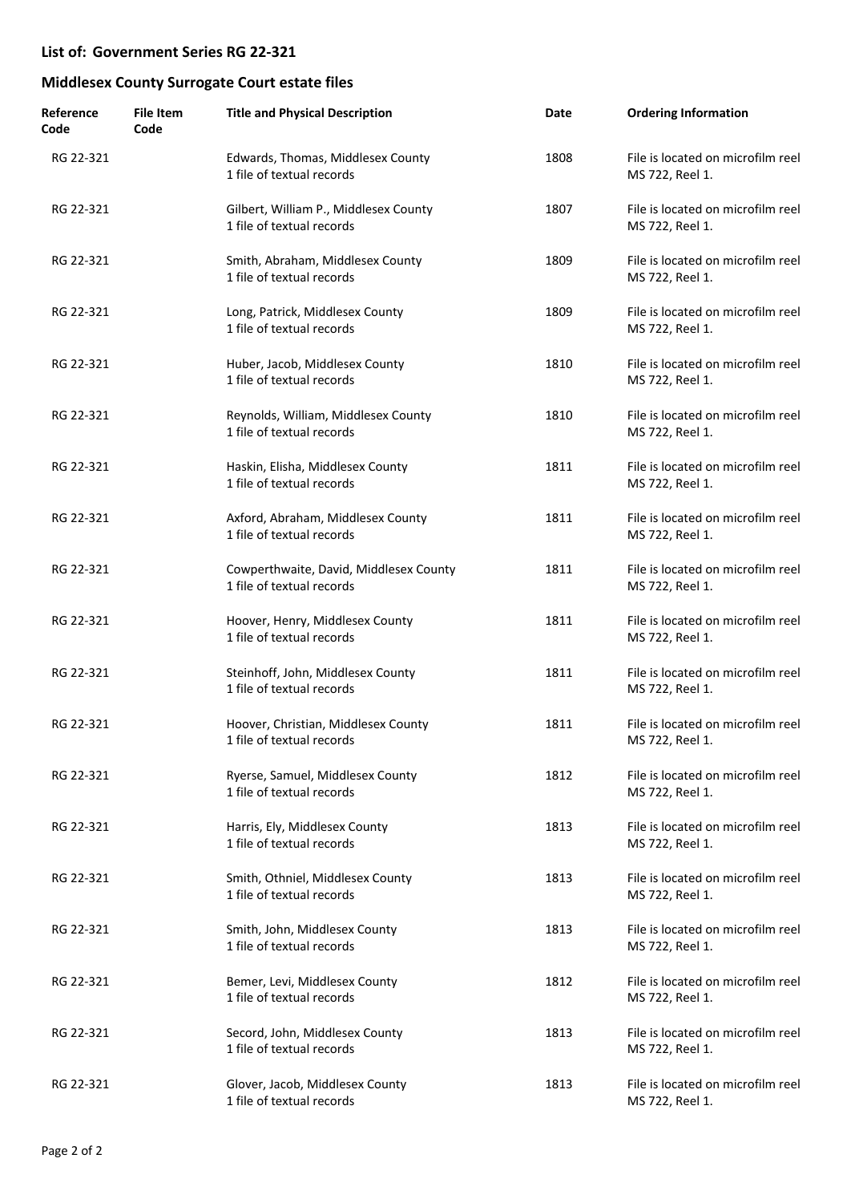**List of: Government Series RG 22-321**

**Middlesex County Surrogate Court estate files**

| Reference Code | File Item Code | Title and Physical Description | Date | Ordering Information |
|---|---|---|---|---|
| RG 22-321 | | Edwards, Thomas, Middlesex County<br>1 file of textual records | 1808 | File is located on microfilm reel MS 722, Reel 1. |
| RG 22-321 | | Gilbert, William P., Middlesex County<br>1 file of textual records | 1807 | File is located on microfilm reel MS 722, Reel 1. |
| RG 22-321 | | Smith, Abraham, Middlesex County<br>1 file of textual records | 1809 | File is located on microfilm reel MS 722, Reel 1. |
| RG 22-321 | | Long, Patrick, Middlesex County<br>1 file of textual records | 1809 | File is located on microfilm reel MS 722, Reel 1. |
| RG 22-321 | | Huber, Jacob, Middlesex County<br>1 file of textual records | 1810 | File is located on microfilm reel MS 722, Reel 1. |
| RG 22-321 | | Reynolds, William, Middlesex County<br>1 file of textual records | 1810 | File is located on microfilm reel MS 722, Reel 1. |
| RG 22-321 | | Haskin, Elisha, Middlesex County<br>1 file of textual records | 1811 | File is located on microfilm reel MS 722, Reel 1. |
| RG 22-321 | | Axford, Abraham, Middlesex County<br>1 file of textual records | 1811 | File is located on microfilm reel MS 722, Reel 1. |
| RG 22-321 | | Cowperthwaite, David, Middlesex County<br>1 file of textual records | 1811 | File is located on microfilm reel MS 722, Reel 1. |
| RG 22-321 | | Hoover, Henry, Middlesex County<br>1 file of textual records | 1811 | File is located on microfilm reel MS 722, Reel 1. |
| RG 22-321 | | Steinhoff, John, Middlesex County<br>1 file of textual records | 1811 | File is located on microfilm reel MS 722, Reel 1. |
| RG 22-321 | | Hoover, Christian, Middlesex County<br>1 file of textual records | 1811 | File is located on microfilm reel MS 722, Reel 1. |
| RG 22-321 | | Ryerse, Samuel, Middlesex County<br>1 file of textual records | 1812 | File is located on microfilm reel MS 722, Reel 1. |
| RG 22-321 | | Harris, Ely, Middlesex County<br>1 file of textual records | 1813 | File is located on microfilm reel MS 722, Reel 1. |
| RG 22-321 | | Smith, Othniel, Middlesex County<br>1 file of textual records | 1813 | File is located on microfilm reel MS 722, Reel 1. |
| RG 22-321 | | Smith, John, Middlesex County<br>1 file of textual records | 1813 | File is located on microfilm reel MS 722, Reel 1. |
| RG 22-321 | | Bemer, Levi, Middlesex County<br>1 file of textual records | 1812 | File is located on microfilm reel MS 722, Reel 1. |
| RG 22-321 | | Secord, John, Middlesex County<br>1 file of textual records | 1813 | File is located on microfilm reel MS 722, Reel 1. |
| RG 22-321 | | Glover, Jacob, Middlesex County<br>1 file of textual records | 1813 | File is located on microfilm reel MS 722, Reel 1. |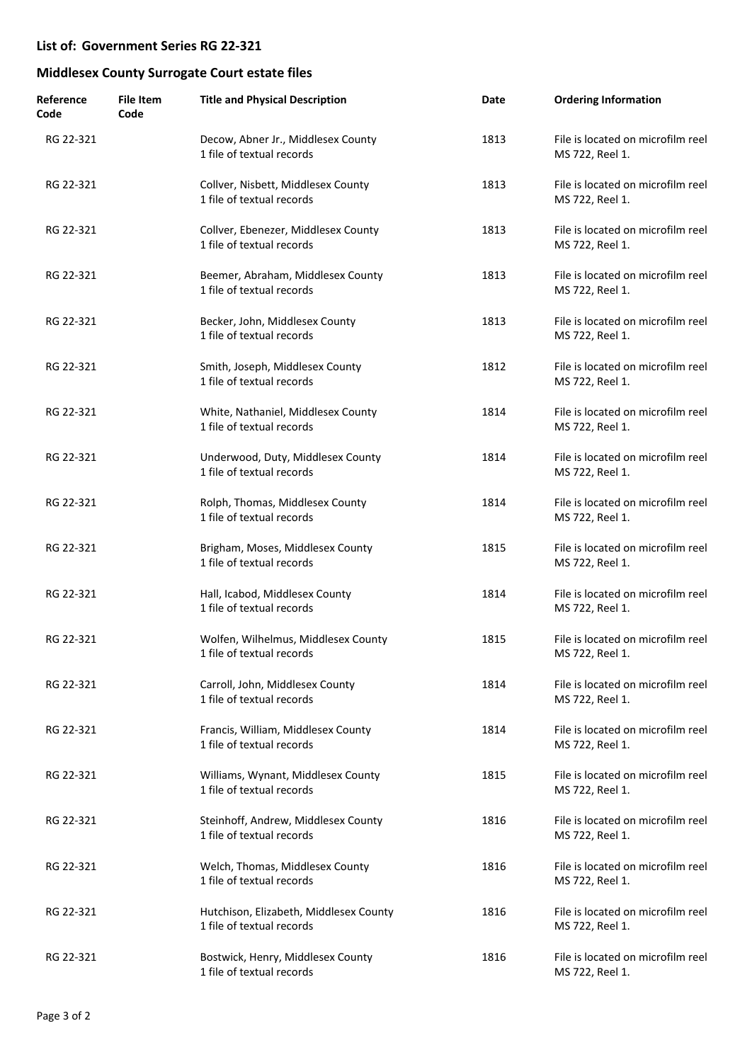## List of: Government Series RG 22-321

## Middlesex County Surrogate Court estate files

| Reference Code | File Item Code | Title and Physical Description | Date | Ordering Information |
|---|---|---|---|---|
| RG 22-321 | | Decow, Abner Jr., Middlesex County<br>1 file of textual records | 1813 | File is located on microfilm reel MS 722, Reel 1. |
| RG 22-321 | | Collver, Nisbett, Middlesex County<br>1 file of textual records | 1813 | File is located on microfilm reel MS 722, Reel 1. |
| RG 22-321 | | Collver, Ebenezer, Middlesex County<br>1 file of textual records | 1813 | File is located on microfilm reel MS 722, Reel 1. |
| RG 22-321 | | Beemer, Abraham, Middlesex County<br>1 file of textual records | 1813 | File is located on microfilm reel MS 722, Reel 1. |
| RG 22-321 | | Becker, John, Middlesex County<br>1 file of textual records | 1813 | File is located on microfilm reel MS 722, Reel 1. |
| RG 22-321 | | Smith, Joseph, Middlesex County<br>1 file of textual records | 1812 | File is located on microfilm reel MS 722, Reel 1. |
| RG 22-321 | | White, Nathaniel, Middlesex County<br>1 file of textual records | 1814 | File is located on microfilm reel MS 722, Reel 1. |
| RG 22-321 | | Underwood, Duty, Middlesex County<br>1 file of textual records | 1814 | File is located on microfilm reel MS 722, Reel 1. |
| RG 22-321 | | Rolph, Thomas, Middlesex County<br>1 file of textual records | 1814 | File is located on microfilm reel MS 722, Reel 1. |
| RG 22-321 | | Brigham, Moses, Middlesex County<br>1 file of textual records | 1815 | File is located on microfilm reel MS 722, Reel 1. |
| RG 22-321 | | Hall, Icabod, Middlesex County<br>1 file of textual records | 1814 | File is located on microfilm reel MS 722, Reel 1. |
| RG 22-321 | | Wolfen, Wilhelmus, Middlesex County<br>1 file of textual records | 1815 | File is located on microfilm reel MS 722, Reel 1. |
| RG 22-321 | | Carroll, John, Middlesex County<br>1 file of textual records | 1814 | File is located on microfilm reel MS 722, Reel 1. |
| RG 22-321 | | Francis, William, Middlesex County<br>1 file of textual records | 1814 | File is located on microfilm reel MS 722, Reel 1. |
| RG 22-321 | | Williams, Wynant, Middlesex County<br>1 file of textual records | 1815 | File is located on microfilm reel MS 722, Reel 1. |
| RG 22-321 | | Steinhoff, Andrew, Middlesex County<br>1 file of textual records | 1816 | File is located on microfilm reel MS 722, Reel 1. |
| RG 22-321 | | Welch, Thomas, Middlesex County<br>1 file of textual records | 1816 | File is located on microfilm reel MS 722, Reel 1. |
| RG 22-321 | | Hutchison, Elizabeth, Middlesex County<br>1 file of textual records | 1816 | File is located on microfilm reel MS 722, Reel 1. |
| RG 22-321 | | Bostwick, Henry, Middlesex County<br>1 file of textual records | 1816 | File is located on microfilm reel MS 722, Reel 1. |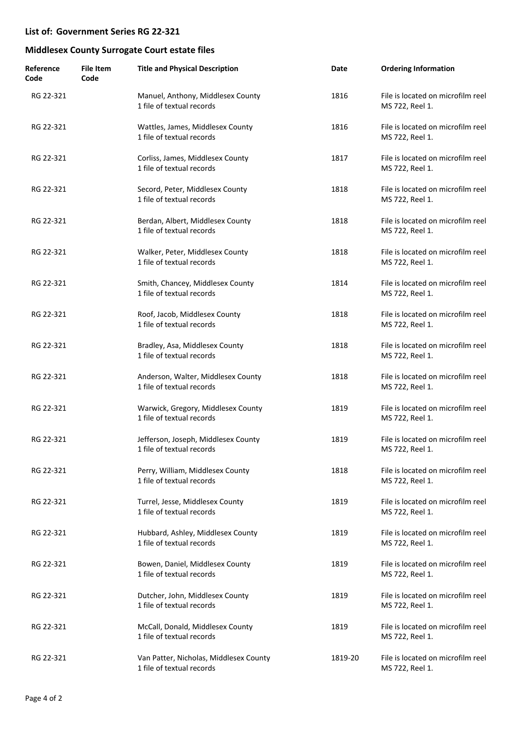## List of: Government Series RG 22-321

## Middlesex County Surrogate Court estate files

| Reference Code | File Item Code | Title and Physical Description | Date | Ordering Information |
|---|---|---|---|---|
| RG 22-321 | | Manuel, Anthony, Middlesex County<br>1 file of textual records | 1816 | File is located on microfilm reel MS 722, Reel 1. |
| RG 22-321 | | Wattles, James, Middlesex County<br>1 file of textual records | 1816 | File is located on microfilm reel MS 722, Reel 1. |
| RG 22-321 | | Corliss, James, Middlesex County<br>1 file of textual records | 1817 | File is located on microfilm reel MS 722, Reel 1. |
| RG 22-321 | | Secord, Peter, Middlesex County<br>1 file of textual records | 1818 | File is located on microfilm reel MS 722, Reel 1. |
| RG 22-321 | | Berdan, Albert, Middlesex County<br>1 file of textual records | 1818 | File is located on microfilm reel MS 722, Reel 1. |
| RG 22-321 | | Walker, Peter, Middlesex County<br>1 file of textual records | 1818 | File is located on microfilm reel MS 722, Reel 1. |
| RG 22-321 | | Smith, Chancey, Middlesex County<br>1 file of textual records | 1814 | File is located on microfilm reel MS 722, Reel 1. |
| RG 22-321 | | Roof, Jacob, Middlesex County<br>1 file of textual records | 1818 | File is located on microfilm reel MS 722, Reel 1. |
| RG 22-321 | | Bradley, Asa, Middlesex County<br>1 file of textual records | 1818 | File is located on microfilm reel MS 722, Reel 1. |
| RG 22-321 | | Anderson, Walter, Middlesex County<br>1 file of textual records | 1818 | File is located on microfilm reel MS 722, Reel 1. |
| RG 22-321 | | Warwick, Gregory, Middlesex County<br>1 file of textual records | 1819 | File is located on microfilm reel MS 722, Reel 1. |
| RG 22-321 | | Jefferson, Joseph, Middlesex County<br>1 file of textual records | 1819 | File is located on microfilm reel MS 722, Reel 1. |
| RG 22-321 | | Perry, William, Middlesex County<br>1 file of textual records | 1818 | File is located on microfilm reel MS 722, Reel 1. |
| RG 22-321 | | Turrel, Jesse, Middlesex County<br>1 file of textual records | 1819 | File is located on microfilm reel MS 722, Reel 1. |
| RG 22-321 | | Hubbard, Ashley, Middlesex County<br>1 file of textual records | 1819 | File is located on microfilm reel MS 722, Reel 1. |
| RG 22-321 | | Bowen, Daniel, Middlesex County<br>1 file of textual records | 1819 | File is located on microfilm reel MS 722, Reel 1. |
| RG 22-321 | | Dutcher, John, Middlesex County<br>1 file of textual records | 1819 | File is located on microfilm reel MS 722, Reel 1. |
| RG 22-321 | | McCall, Donald, Middlesex County<br>1 file of textual records | 1819 | File is located on microfilm reel MS 722, Reel 1. |
| RG 22-321 | | Van Patter, Nicholas, Middlesex County<br>1 file of textual records | 1819-20 | File is located on microfilm reel MS 722, Reel 1. |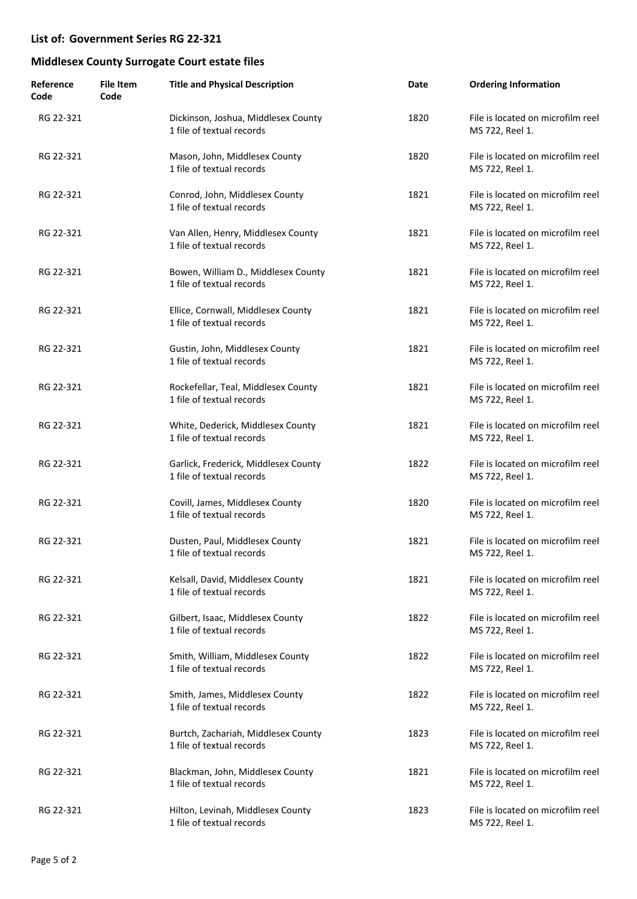## List of: Government Series RG 22-321

## Middlesex County Surrogate Court estate files

| Reference Code | File Item Code | Title and Physical Description | Date | Ordering Information |
|---|---|---|---|---|
| RG 22-321 | | Dickinson, Joshua, Middlesex County<br>1 file of textual records | 1820 | File is located on microfilm reel MS 722, Reel 1. |
| RG 22-321 | | Mason, John, Middlesex County<br>1 file of textual records | 1820 | File is located on microfilm reel MS 722, Reel 1. |
| RG 22-321 | | Conrod, John, Middlesex County<br>1 file of textual records | 1821 | File is located on microfilm reel MS 722, Reel 1. |
| RG 22-321 | | Van Allen, Henry, Middlesex County<br>1 file of textual records | 1821 | File is located on microfilm reel MS 722, Reel 1. |
| RG 22-321 | | Bowen, William D., Middlesex County<br>1 file of textual records | 1821 | File is located on microfilm reel MS 722, Reel 1. |
| RG 22-321 | | Ellice, Cornwall, Middlesex County<br>1 file of textual records | 1821 | File is located on microfilm reel MS 722, Reel 1. |
| RG 22-321 | | Gustin, John, Middlesex County<br>1 file of textual records | 1821 | File is located on microfilm reel MS 722, Reel 1. |
| RG 22-321 | | Rockefellar, Teal, Middlesex County<br>1 file of textual records | 1821 | File is located on microfilm reel MS 722, Reel 1. |
| RG 22-321 | | White, Dederick, Middlesex County<br>1 file of textual records | 1821 | File is located on microfilm reel MS 722, Reel 1. |
| RG 22-321 | | Garlick, Frederick, Middlesex County<br>1 file of textual records | 1822 | File is located on microfilm reel MS 722, Reel 1. |
| RG 22-321 | | Covill, James, Middlesex County<br>1 file of textual records | 1820 | File is located on microfilm reel MS 722, Reel 1. |
| RG 22-321 | | Dusten, Paul, Middlesex County<br>1 file of textual records | 1821 | File is located on microfilm reel MS 722, Reel 1. |
| RG 22-321 | | Kelsall, David, Middlesex County<br>1 file of textual records | 1821 | File is located on microfilm reel MS 722, Reel 1. |
| RG 22-321 | | Gilbert, Isaac, Middlesex County<br>1 file of textual records | 1822 | File is located on microfilm reel MS 722, Reel 1. |
| RG 22-321 | | Smith, William, Middlesex County<br>1 file of textual records | 1822 | File is located on microfilm reel MS 722, Reel 1. |
| RG 22-321 | | Smith, James, Middlesex County<br>1 file of textual records | 1822 | File is located on microfilm reel MS 722, Reel 1. |
| RG 22-321 | | Burtch, Zachariah, Middlesex County<br>1 file of textual records | 1823 | File is located on microfilm reel MS 722, Reel 1. |
| RG 22-321 | | Blackman, John, Middlesex County<br>1 file of textual records | 1821 | File is located on microfilm reel MS 722, Reel 1. |
| RG 22-321 | | Hilton, Levinah, Middlesex County<br>1 file of textual records | 1823 | File is located on microfilm reel MS 722, Reel 1. |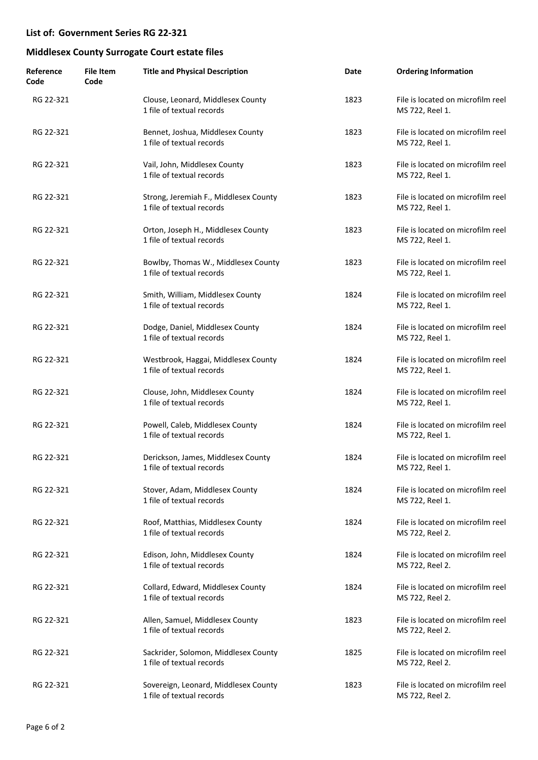**List of: Government Series RG 22-321**

**Middlesex County Surrogate Court estate files**

| Reference Code | File Item Code | Title and Physical Description | Date | Ordering Information |
|---|---|---|---|---|
| RG 22-321 | | Clouse, Leonard, Middlesex County<br>1 file of textual records | 1823 | File is located on microfilm reel MS 722, Reel 1. |
| RG 22-321 | | Bennet, Joshua, Middlesex County<br>1 file of textual records | 1823 | File is located on microfilm reel MS 722, Reel 1. |
| RG 22-321 | | Vail, John, Middlesex County<br>1 file of textual records | 1823 | File is located on microfilm reel MS 722, Reel 1. |
| RG 22-321 | | Strong, Jeremiah F., Middlesex County<br>1 file of textual records | 1823 | File is located on microfilm reel MS 722, Reel 1. |
| RG 22-321 | | Orton, Joseph H., Middlesex County<br>1 file of textual records | 1823 | File is located on microfilm reel MS 722, Reel 1. |
| RG 22-321 | | Bowlby, Thomas W., Middlesex County<br>1 file of textual records | 1823 | File is located on microfilm reel MS 722, Reel 1. |
| RG 22-321 | | Smith, William, Middlesex County<br>1 file of textual records | 1824 | File is located on microfilm reel MS 722, Reel 1. |
| RG 22-321 | | Dodge, Daniel, Middlesex County<br>1 file of textual records | 1824 | File is located on microfilm reel MS 722, Reel 1. |
| RG 22-321 | | Westbrook, Haggai, Middlesex County<br>1 file of textual records | 1824 | File is located on microfilm reel MS 722, Reel 1. |
| RG 22-321 | | Clouse, John, Middlesex County<br>1 file of textual records | 1824 | File is located on microfilm reel MS 722, Reel 1. |
| RG 22-321 | | Powell, Caleb, Middlesex County<br>1 file of textual records | 1824 | File is located on microfilm reel MS 722, Reel 1. |
| RG 22-321 | | Derickson, James, Middlesex County<br>1 file of textual records | 1824 | File is located on microfilm reel MS 722, Reel 1. |
| RG 22-321 | | Stover, Adam, Middlesex County<br>1 file of textual records | 1824 | File is located on microfilm reel MS 722, Reel 1. |
| RG 22-321 | | Roof, Matthias, Middlesex County<br>1 file of textual records | 1824 | File is located on microfilm reel MS 722, Reel 2. |
| RG 22-321 | | Edison, John, Middlesex County<br>1 file of textual records | 1824 | File is located on microfilm reel MS 722, Reel 2. |
| RG 22-321 | | Collard, Edward, Middlesex County<br>1 file of textual records | 1824 | File is located on microfilm reel MS 722, Reel 2. |
| RG 22-321 | | Allen, Samuel, Middlesex County<br>1 file of textual records | 1823 | File is located on microfilm reel MS 722, Reel 2. |
| RG 22-321 | | Sackrider, Solomon, Middlesex County<br>1 file of textual records | 1825 | File is located on microfilm reel MS 722, Reel 2. |
| RG 22-321 | | Sovereign, Leonard, Middlesex County<br>1 file of textual records | 1823 | File is located on microfilm reel MS 722, Reel 2. |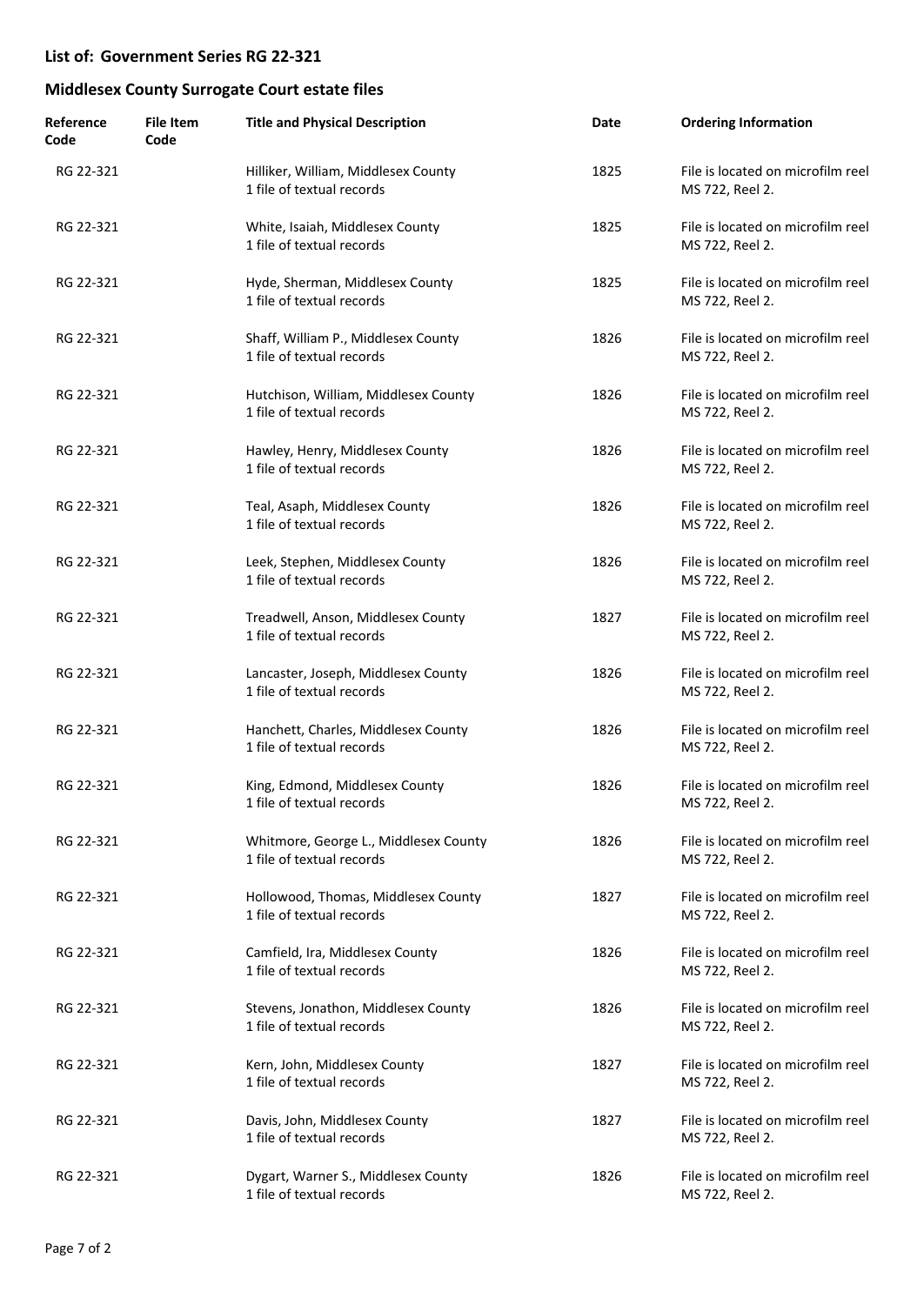## List of: Government Series RG 22-321

## Middlesex County Surrogate Court estate files

| Reference Code | File Item Code | Title and Physical Description | Date | Ordering Information |
|---|---|---|---|---|
| RG 22-321 | | Hilliker, William, Middlesex County<br>1 file of textual records | 1825 | File is located on microfilm reel MS 722, Reel 2. |
| RG 22-321 | | White, Isaiah, Middlesex County<br>1 file of textual records | 1825 | File is located on microfilm reel MS 722, Reel 2. |
| RG 22-321 | | Hyde, Sherman, Middlesex County<br>1 file of textual records | 1825 | File is located on microfilm reel MS 722, Reel 2. |
| RG 22-321 | | Shaff, William P., Middlesex County<br>1 file of textual records | 1826 | File is located on microfilm reel MS 722, Reel 2. |
| RG 22-321 | | Hutchison, William, Middlesex County<br>1 file of textual records | 1826 | File is located on microfilm reel MS 722, Reel 2. |
| RG 22-321 | | Hawley, Henry, Middlesex County<br>1 file of textual records | 1826 | File is located on microfilm reel MS 722, Reel 2. |
| RG 22-321 | | Teal, Asaph, Middlesex County<br>1 file of textual records | 1826 | File is located on microfilm reel MS 722, Reel 2. |
| RG 22-321 | | Leek, Stephen, Middlesex County<br>1 file of textual records | 1826 | File is located on microfilm reel MS 722, Reel 2. |
| RG 22-321 | | Treadwell, Anson, Middlesex County<br>1 file of textual records | 1827 | File is located on microfilm reel MS 722, Reel 2. |
| RG 22-321 | | Lancaster, Joseph, Middlesex County<br>1 file of textual records | 1826 | File is located on microfilm reel MS 722, Reel 2. |
| RG 22-321 | | Hanchett, Charles, Middlesex County<br>1 file of textual records | 1826 | File is located on microfilm reel MS 722, Reel 2. |
| RG 22-321 | | King, Edmond, Middlesex County<br>1 file of textual records | 1826 | File is located on microfilm reel MS 722, Reel 2. |
| RG 22-321 | | Whitmore, George L., Middlesex County<br>1 file of textual records | 1826 | File is located on microfilm reel MS 722, Reel 2. |
| RG 22-321 | | Hollowood, Thomas, Middlesex County<br>1 file of textual records | 1827 | File is located on microfilm reel MS 722, Reel 2. |
| RG 22-321 | | Camfield, Ira, Middlesex County<br>1 file of textual records | 1826 | File is located on microfilm reel MS 722, Reel 2. |
| RG 22-321 | | Stevens, Jonathon, Middlesex County<br>1 file of textual records | 1826 | File is located on microfilm reel MS 722, Reel 2. |
| RG 22-321 | | Kern, John, Middlesex County<br>1 file of textual records | 1827 | File is located on microfilm reel MS 722, Reel 2. |
| RG 22-321 | | Davis, John, Middlesex County<br>1 file of textual records | 1827 | File is located on microfilm reel MS 722, Reel 2. |
| RG 22-321 | | Dygart, Warner S., Middlesex County<br>1 file of textual records | 1826 | File is located on microfilm reel MS 722, Reel 2. |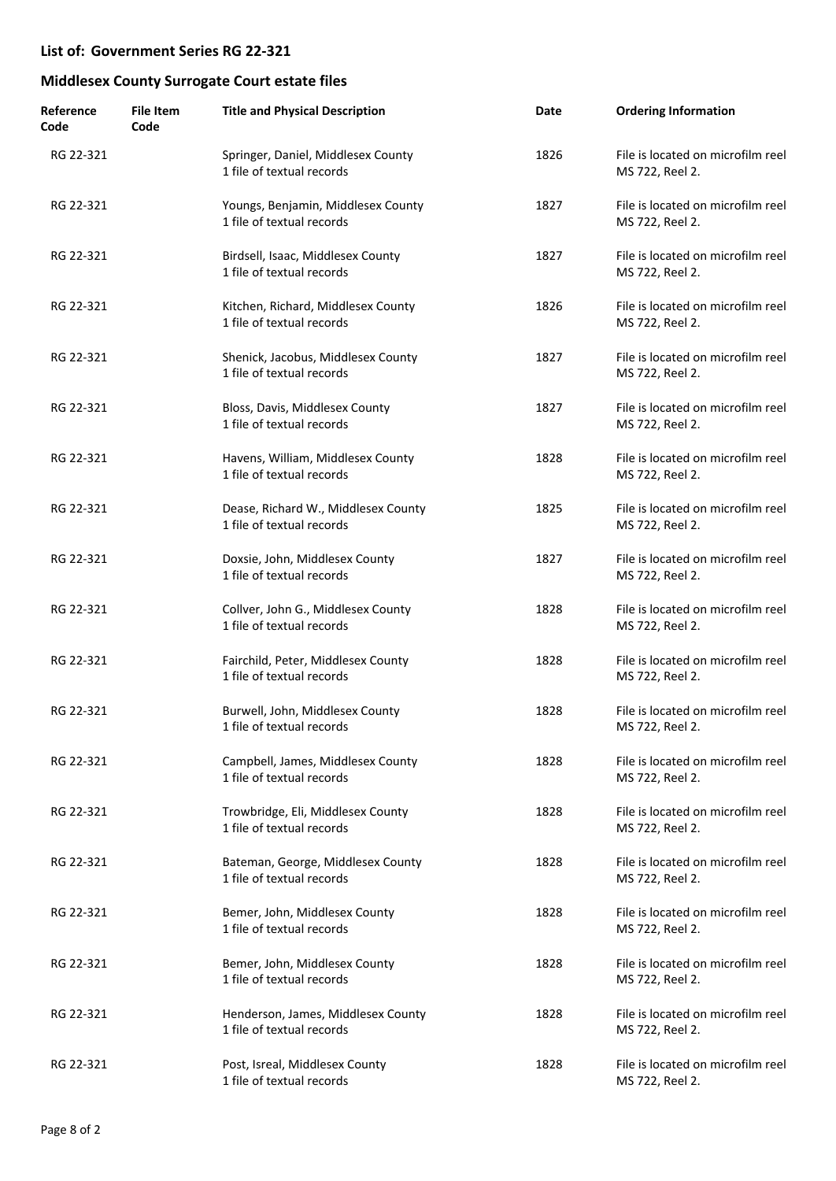## List of: Government Series RG 22-321

## Middlesex County Surrogate Court estate files

| Reference Code | File Item Code | Title and Physical Description | Date | Ordering Information |
|---|---|---|---|---|
| RG 22-321 | | Springer, Daniel, Middlesex County<br>1 file of textual records | 1826 | File is located on microfilm reel MS 722, Reel 2. |
| RG 22-321 | | Youngs, Benjamin, Middlesex County<br>1 file of textual records | 1827 | File is located on microfilm reel MS 722, Reel 2. |
| RG 22-321 | | Birdsell, Isaac, Middlesex County<br>1 file of textual records | 1827 | File is located on microfilm reel MS 722, Reel 2. |
| RG 22-321 | | Kitchen, Richard, Middlesex County<br>1 file of textual records | 1826 | File is located on microfilm reel MS 722, Reel 2. |
| RG 22-321 | | Shenick, Jacobus, Middlesex County<br>1 file of textual records | 1827 | File is located on microfilm reel MS 722, Reel 2. |
| RG 22-321 | | Bloss, Davis, Middlesex County<br>1 file of textual records | 1827 | File is located on microfilm reel MS 722, Reel 2. |
| RG 22-321 | | Havens, William, Middlesex County<br>1 file of textual records | 1828 | File is located on microfilm reel MS 722, Reel 2. |
| RG 22-321 | | Dease, Richard W., Middlesex County<br>1 file of textual records | 1825 | File is located on microfilm reel MS 722, Reel 2. |
| RG 22-321 | | Doxsie, John, Middlesex County<br>1 file of textual records | 1827 | File is located on microfilm reel MS 722, Reel 2. |
| RG 22-321 | | Collver, John G., Middlesex County<br>1 file of textual records | 1828 | File is located on microfilm reel MS 722, Reel 2. |
| RG 22-321 | | Fairchild, Peter, Middlesex County<br>1 file of textual records | 1828 | File is located on microfilm reel MS 722, Reel 2. |
| RG 22-321 | | Burwell, John, Middlesex County<br>1 file of textual records | 1828 | File is located on microfilm reel MS 722, Reel 2. |
| RG 22-321 | | Campbell, James, Middlesex County<br>1 file of textual records | 1828 | File is located on microfilm reel MS 722, Reel 2. |
| RG 22-321 | | Trowbridge, Eli, Middlesex County<br>1 file of textual records | 1828 | File is located on microfilm reel MS 722, Reel 2. |
| RG 22-321 | | Bateman, George, Middlesex County<br>1 file of textual records | 1828 | File is located on microfilm reel MS 722, Reel 2. |
| RG 22-321 | | Bemer, John, Middlesex County<br>1 file of textual records | 1828 | File is located on microfilm reel MS 722, Reel 2. |
| RG 22-321 | | Bemer, John, Middlesex County<br>1 file of textual records | 1828 | File is located on microfilm reel MS 722, Reel 2. |
| RG 22-321 | | Henderson, James, Middlesex County<br>1 file of textual records | 1828 | File is located on microfilm reel MS 722, Reel 2. |
| RG 22-321 | | Post, Isreal, Middlesex County<br>1 file of textual records | 1828 | File is located on microfilm reel MS 722, Reel 2. |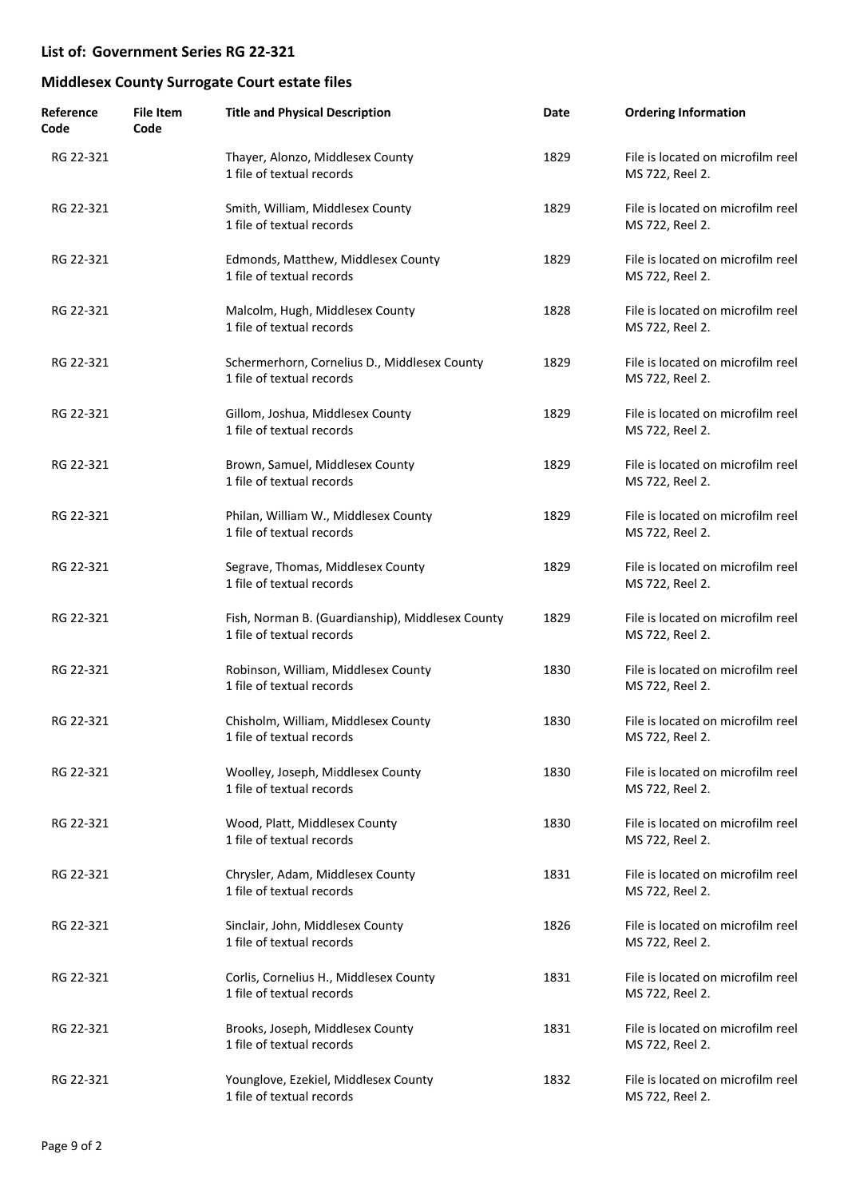## List of: Government Series RG 22-321

## Middlesex County Surrogate Court estate files

| Reference Code | File Item Code | Title and Physical Description | Date | Ordering Information |
|---|---|---|---|---|
| RG 22-321 | | Thayer, Alonzo, Middlesex County<br>1 file of textual records | 1829 | File is located on microfilm reel MS 722, Reel 2. |
| RG 22-321 | | Smith, William, Middlesex County<br>1 file of textual records | 1829 | File is located on microfilm reel MS 722, Reel 2. |
| RG 22-321 | | Edmonds, Matthew, Middlesex County<br>1 file of textual records | 1829 | File is located on microfilm reel MS 722, Reel 2. |
| RG 22-321 | | Malcolm, Hugh, Middlesex County<br>1 file of textual records | 1828 | File is located on microfilm reel MS 722, Reel 2. |
| RG 22-321 | | Schermerhorn, Cornelius D., Middlesex County<br>1 file of textual records | 1829 | File is located on microfilm reel MS 722, Reel 2. |
| RG 22-321 | | Gillom, Joshua, Middlesex County<br>1 file of textual records | 1829 | File is located on microfilm reel MS 722, Reel 2. |
| RG 22-321 | | Brown, Samuel, Middlesex County<br>1 file of textual records | 1829 | File is located on microfilm reel MS 722, Reel 2. |
| RG 22-321 | | Philan, William W., Middlesex County<br>1 file of textual records | 1829 | File is located on microfilm reel MS 722, Reel 2. |
| RG 22-321 | | Segrave, Thomas, Middlesex County<br>1 file of textual records | 1829 | File is located on microfilm reel MS 722, Reel 2. |
| RG 22-321 | | Fish, Norman B. (Guardianship), Middlesex County<br>1 file of textual records | 1829 | File is located on microfilm reel MS 722, Reel 2. |
| RG 22-321 | | Robinson, William, Middlesex County<br>1 file of textual records | 1830 | File is located on microfilm reel MS 722, Reel 2. |
| RG 22-321 | | Chisholm, William, Middlesex County<br>1 file of textual records | 1830 | File is located on microfilm reel MS 722, Reel 2. |
| RG 22-321 | | Woolley, Joseph, Middlesex County<br>1 file of textual records | 1830 | File is located on microfilm reel MS 722, Reel 2. |
| RG 22-321 | | Wood, Platt, Middlesex County<br>1 file of textual records | 1830 | File is located on microfilm reel MS 722, Reel 2. |
| RG 22-321 | | Chrysler, Adam, Middlesex County<br>1 file of textual records | 1831 | File is located on microfilm reel MS 722, Reel 2. |
| RG 22-321 | | Sinclair, John, Middlesex County<br>1 file of textual records | 1826 | File is located on microfilm reel MS 722, Reel 2. |
| RG 22-321 | | Corlis, Cornelius H., Middlesex County<br>1 file of textual records | 1831 | File is located on microfilm reel MS 722, Reel 2. |
| RG 22-321 | | Brooks, Joseph, Middlesex County<br>1 file of textual records | 1831 | File is located on microfilm reel MS 722, Reel 2. |
| RG 22-321 | | Younglove, Ezekiel, Middlesex County<br>1 file of textual records | 1832 | File is located on microfilm reel MS 722, Reel 2. |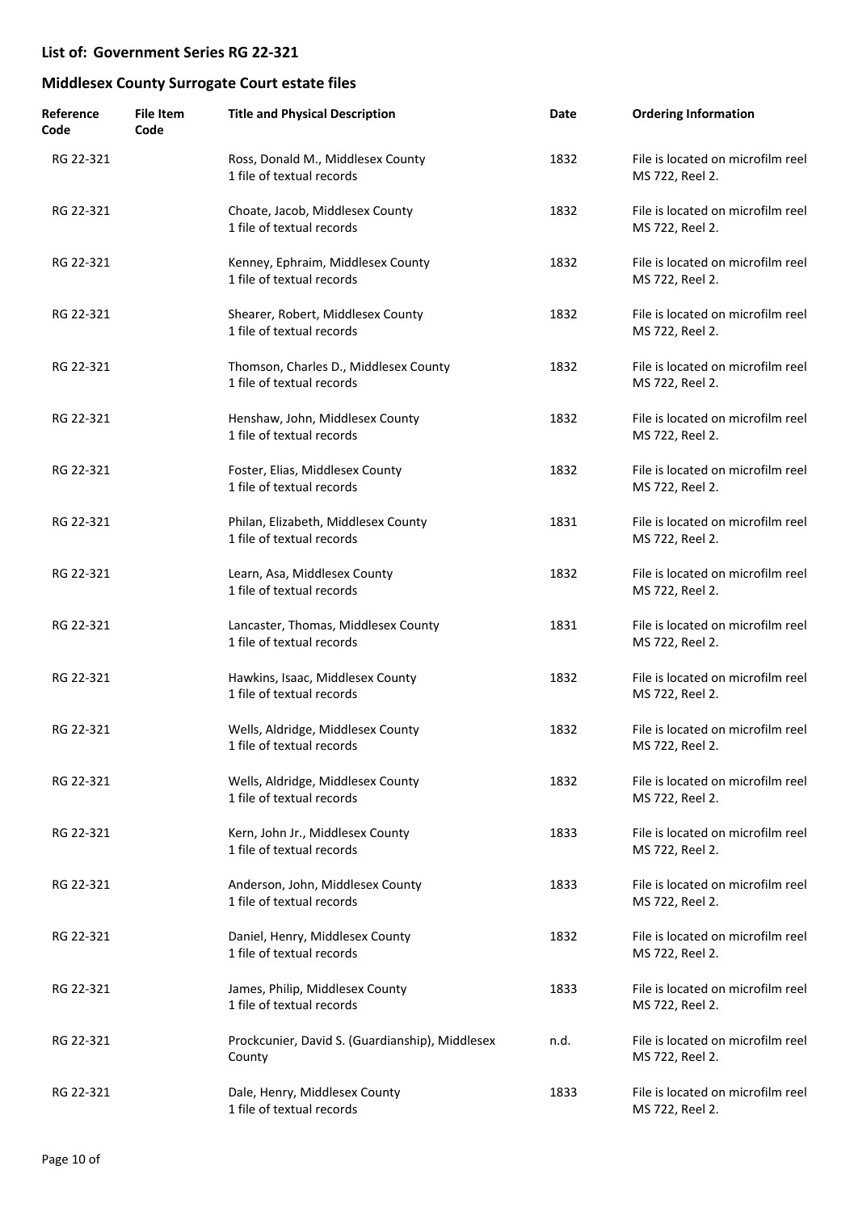**List of: Government Series RG 22-321**

**Middlesex County Surrogate Court estate files**

| Reference Code | File Item Code | Title and Physical Description | Date | Ordering Information |
|---|---|---|---|---|
| RG 22-321 | | Ross, Donald M., Middlesex County<br>1 file of textual records | 1832 | File is located on microfilm reel MS 722, Reel 2. |
| RG 22-321 | | Choate, Jacob, Middlesex County<br>1 file of textual records | 1832 | File is located on microfilm reel MS 722, Reel 2. |
| RG 22-321 | | Kenney, Ephraim, Middlesex County<br>1 file of textual records | 1832 | File is located on microfilm reel MS 722, Reel 2. |
| RG 22-321 | | Shearer, Robert, Middlesex County<br>1 file of textual records | 1832 | File is located on microfilm reel MS 722, Reel 2. |
| RG 22-321 | | Thomson, Charles D., Middlesex County<br>1 file of textual records | 1832 | File is located on microfilm reel MS 722, Reel 2. |
| RG 22-321 | | Henshaw, John, Middlesex County<br>1 file of textual records | 1832 | File is located on microfilm reel MS 722, Reel 2. |
| RG 22-321 | | Foster, Elias, Middlesex County<br>1 file of textual records | 1832 | File is located on microfilm reel MS 722, Reel 2. |
| RG 22-321 | | Philan, Elizabeth, Middlesex County<br>1 file of textual records | 1831 | File is located on microfilm reel MS 722, Reel 2. |
| RG 22-321 | | Learn, Asa, Middlesex County<br>1 file of textual records | 1832 | File is located on microfilm reel MS 722, Reel 2. |
| RG 22-321 | | Lancaster, Thomas, Middlesex County<br>1 file of textual records | 1831 | File is located on microfilm reel MS 722, Reel 2. |
| RG 22-321 | | Hawkins, Isaac, Middlesex County<br>1 file of textual records | 1832 | File is located on microfilm reel MS 722, Reel 2. |
| RG 22-321 | | Wells, Aldridge, Middlesex County<br>1 file of textual records | 1832 | File is located on microfilm reel MS 722, Reel 2. |
| RG 22-321 | | Wells, Aldridge, Middlesex County<br>1 file of textual records | 1832 | File is located on microfilm reel MS 722, Reel 2. |
| RG 22-321 | | Kern, John Jr., Middlesex County<br>1 file of textual records | 1833 | File is located on microfilm reel MS 722, Reel 2. |
| RG 22-321 | | Anderson, John, Middlesex County<br>1 file of textual records | 1833 | File is located on microfilm reel MS 722, Reel 2. |
| RG 22-321 | | Daniel, Henry, Middlesex County<br>1 file of textual records | 1832 | File is located on microfilm reel MS 722, Reel 2. |
| RG 22-321 | | James, Philip, Middlesex County<br>1 file of textual records | 1833 | File is located on microfilm reel MS 722, Reel 2. |
| RG 22-321 | | Prockcunier, David S. (Guardianship), Middlesex County | n.d. | File is located on microfilm reel MS 722, Reel 2. |
| RG 22-321 | | Dale, Henry, Middlesex County<br>1 file of textual records | 1833 | File is located on microfilm reel MS 722, Reel 2. |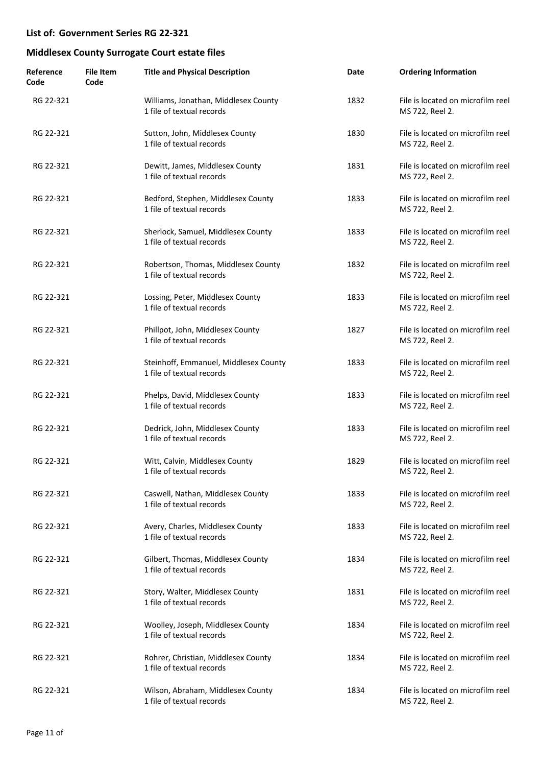## List of: Government Series RG 22-321

## Middlesex County Surrogate Court estate files

| Reference Code | File Item Code | Title and Physical Description | Date | Ordering Information |
| --- | --- | --- | --- | --- |
| RG 22-321 | | Williams, Jonathan, Middlesex County<br>1 file of textual records | 1832 | File is located on microfilm reel MS 722, Reel 2. |
| RG 22-321 | | Sutton, John, Middlesex County<br>1 file of textual records | 1830 | File is located on microfilm reel MS 722, Reel 2. |
| RG 22-321 | | Dewitt, James, Middlesex County<br>1 file of textual records | 1831 | File is located on microfilm reel MS 722, Reel 2. |
| RG 22-321 | | Bedford, Stephen, Middlesex County<br>1 file of textual records | 1833 | File is located on microfilm reel MS 722, Reel 2. |
| RG 22-321 | | Sherlock, Samuel, Middlesex County<br>1 file of textual records | 1833 | File is located on microfilm reel MS 722, Reel 2. |
| RG 22-321 | | Robertson, Thomas, Middlesex County<br>1 file of textual records | 1832 | File is located on microfilm reel MS 722, Reel 2. |
| RG 22-321 | | Lossing, Peter, Middlesex County<br>1 file of textual records | 1833 | File is located on microfilm reel MS 722, Reel 2. |
| RG 22-321 | | Phillpot, John, Middlesex County<br>1 file of textual records | 1827 | File is located on microfilm reel MS 722, Reel 2. |
| RG 22-321 | | Steinhoff, Emmanuel, Middlesex County<br>1 file of textual records | 1833 | File is located on microfilm reel MS 722, Reel 2. |
| RG 22-321 | | Phelps, David, Middlesex County<br>1 file of textual records | 1833 | File is located on microfilm reel MS 722, Reel 2. |
| RG 22-321 | | Dedrick, John, Middlesex County<br>1 file of textual records | 1833 | File is located on microfilm reel MS 722, Reel 2. |
| RG 22-321 | | Witt, Calvin, Middlesex County<br>1 file of textual records | 1829 | File is located on microfilm reel MS 722, Reel 2. |
| RG 22-321 | | Caswell, Nathan, Middlesex County<br>1 file of textual records | 1833 | File is located on microfilm reel MS 722, Reel 2. |
| RG 22-321 | | Avery, Charles, Middlesex County<br>1 file of textual records | 1833 | File is located on microfilm reel MS 722, Reel 2. |
| RG 22-321 | | Gilbert, Thomas, Middlesex County<br>1 file of textual records | 1834 | File is located on microfilm reel MS 722, Reel 2. |
| RG 22-321 | | Story, Walter, Middlesex County<br>1 file of textual records | 1831 | File is located on microfilm reel MS 722, Reel 2. |
| RG 22-321 | | Woolley, Joseph, Middlesex County<br>1 file of textual records | 1834 | File is located on microfilm reel MS 722, Reel 2. |
| RG 22-321 | | Rohrer, Christian, Middlesex County<br>1 file of textual records | 1834 | File is located on microfilm reel MS 722, Reel 2. |
| RG 22-321 | | Wilson, Abraham, Middlesex County<br>1 file of textual records | 1834 | File is located on microfilm reel MS 722, Reel 2. |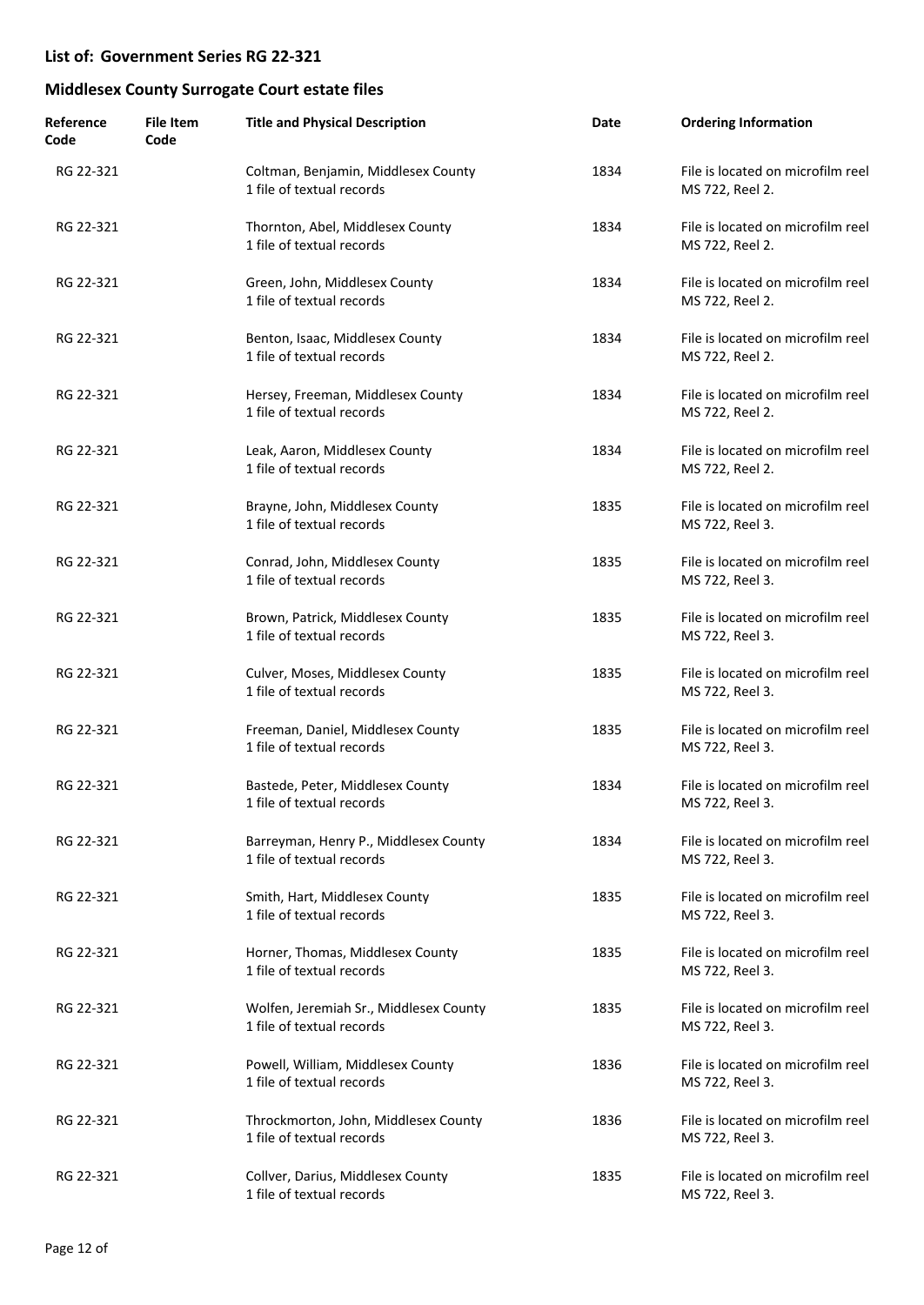## List of: Government Series RG 22-321

## Middlesex County Surrogate Court estate files

| Reference Code | File Item Code | Title and Physical Description | Date | Ordering Information |
|---|---|---|---|---|
| RG 22-321 | | Coltman, Benjamin, Middlesex County<br>1 file of textual records | 1834 | File is located on microfilm reel MS 722, Reel 2. |
| RG 22-321 | | Thornton, Abel, Middlesex County<br>1 file of textual records | 1834 | File is located on microfilm reel MS 722, Reel 2. |
| RG 22-321 | | Green, John, Middlesex County<br>1 file of textual records | 1834 | File is located on microfilm reel MS 722, Reel 2. |
| RG 22-321 | | Benton, Isaac, Middlesex County<br>1 file of textual records | 1834 | File is located on microfilm reel MS 722, Reel 2. |
| RG 22-321 | | Hersey, Freeman, Middlesex County<br>1 file of textual records | 1834 | File is located on microfilm reel MS 722, Reel 2. |
| RG 22-321 | | Leak, Aaron, Middlesex County<br>1 file of textual records | 1834 | File is located on microfilm reel MS 722, Reel 2. |
| RG 22-321 | | Brayne, John, Middlesex County<br>1 file of textual records | 1835 | File is located on microfilm reel MS 722, Reel 3. |
| RG 22-321 | | Conrad, John, Middlesex County<br>1 file of textual records | 1835 | File is located on microfilm reel MS 722, Reel 3. |
| RG 22-321 | | Brown, Patrick, Middlesex County<br>1 file of textual records | 1835 | File is located on microfilm reel MS 722, Reel 3. |
| RG 22-321 | | Culver, Moses, Middlesex County<br>1 file of textual records | 1835 | File is located on microfilm reel MS 722, Reel 3. |
| RG 22-321 | | Freeman, Daniel, Middlesex County<br>1 file of textual records | 1835 | File is located on microfilm reel MS 722, Reel 3. |
| RG 22-321 | | Bastede, Peter, Middlesex County<br>1 file of textual records | 1834 | File is located on microfilm reel MS 722, Reel 3. |
| RG 22-321 | | Barreyman, Henry P., Middlesex County<br>1 file of textual records | 1834 | File is located on microfilm reel MS 722, Reel 3. |
| RG 22-321 | | Smith, Hart, Middlesex County<br>1 file of textual records | 1835 | File is located on microfilm reel MS 722, Reel 3. |
| RG 22-321 | | Horner, Thomas, Middlesex County<br>1 file of textual records | 1835 | File is located on microfilm reel MS 722, Reel 3. |
| RG 22-321 | | Wolfen, Jeremiah Sr., Middlesex County<br>1 file of textual records | 1835 | File is located on microfilm reel MS 722, Reel 3. |
| RG 22-321 | | Powell, William, Middlesex County<br>1 file of textual records | 1836 | File is located on microfilm reel MS 722, Reel 3. |
| RG 22-321 | | Throckmorton, John, Middlesex County<br>1 file of textual records | 1836 | File is located on microfilm reel MS 722, Reel 3. |
| RG 22-321 | | Collver, Darius, Middlesex County<br>1 file of textual records | 1835 | File is located on microfilm reel MS 722, Reel 3. |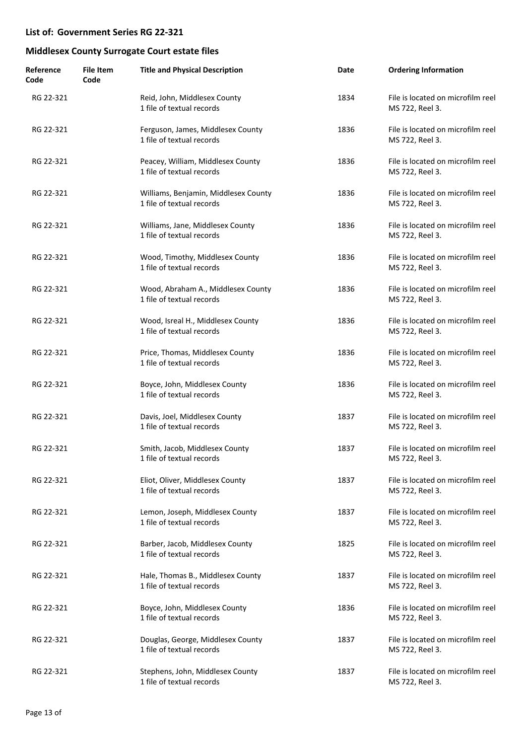## List of: Government Series RG 22-321

## Middlesex County Surrogate Court estate files

| Reference Code | File Item Code | Title and Physical Description | Date | Ordering Information |
|---|---|---|---|---|
| RG 22-321 | | Reid, John, Middlesex County<br>1 file of textual records | 1834 | File is located on microfilm reel MS 722, Reel 3. |
| RG 22-321 | | Ferguson, James, Middlesex County<br>1 file of textual records | 1836 | File is located on microfilm reel MS 722, Reel 3. |
| RG 22-321 | | Peacey, William, Middlesex County<br>1 file of textual records | 1836 | File is located on microfilm reel MS 722, Reel 3. |
| RG 22-321 | | Williams, Benjamin, Middlesex County<br>1 file of textual records | 1836 | File is located on microfilm reel MS 722, Reel 3. |
| RG 22-321 | | Williams, Jane, Middlesex County<br>1 file of textual records | 1836 | File is located on microfilm reel MS 722, Reel 3. |
| RG 22-321 | | Wood, Timothy, Middlesex County<br>1 file of textual records | 1836 | File is located on microfilm reel MS 722, Reel 3. |
| RG 22-321 | | Wood, Abraham A., Middlesex County<br>1 file of textual records | 1836 | File is located on microfilm reel MS 722, Reel 3. |
| RG 22-321 | | Wood, Isreal H., Middlesex County<br>1 file of textual records | 1836 | File is located on microfilm reel MS 722, Reel 3. |
| RG 22-321 | | Price, Thomas, Middlesex County<br>1 file of textual records | 1836 | File is located on microfilm reel MS 722, Reel 3. |
| RG 22-321 | | Boyce, John, Middlesex County<br>1 file of textual records | 1836 | File is located on microfilm reel MS 722, Reel 3. |
| RG 22-321 | | Davis, Joel, Middlesex County<br>1 file of textual records | 1837 | File is located on microfilm reel MS 722, Reel 3. |
| RG 22-321 | | Smith, Jacob, Middlesex County<br>1 file of textual records | 1837 | File is located on microfilm reel MS 722, Reel 3. |
| RG 22-321 | | Eliot, Oliver, Middlesex County<br>1 file of textual records | 1837 | File is located on microfilm reel MS 722, Reel 3. |
| RG 22-321 | | Lemon, Joseph, Middlesex County<br>1 file of textual records | 1837 | File is located on microfilm reel MS 722, Reel 3. |
| RG 22-321 | | Barber, Jacob, Middlesex County<br>1 file of textual records | 1825 | File is located on microfilm reel MS 722, Reel 3. |
| RG 22-321 | | Hale, Thomas B., Middlesex County<br>1 file of textual records | 1837 | File is located on microfilm reel MS 722, Reel 3. |
| RG 22-321 | | Boyce, John, Middlesex County<br>1 file of textual records | 1836 | File is located on microfilm reel MS 722, Reel 3. |
| RG 22-321 | | Douglas, George, Middlesex County<br>1 file of textual records | 1837 | File is located on microfilm reel MS 722, Reel 3. |
| RG 22-321 | | Stephens, John, Middlesex County<br>1 file of textual records | 1837 | File is located on microfilm reel MS 722, Reel 3. |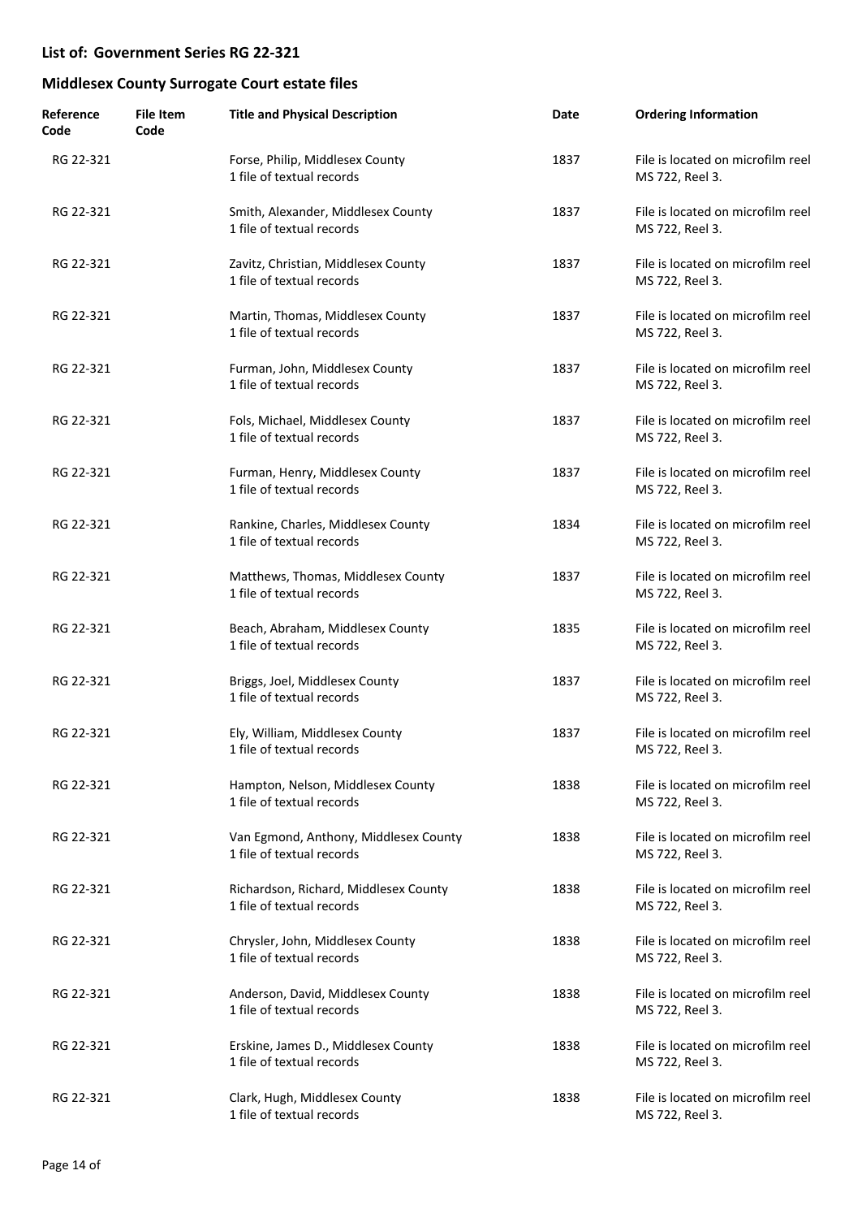## List of: Government Series RG 22-321

## Middlesex County Surrogate Court estate files

| Reference Code | File Item Code | Title and Physical Description | Date | Ordering Information |
|---|---|---|---|---|
| RG 22-321 | | Forse, Philip, Middlesex County<br>1 file of textual records | 1837 | File is located on microfilm reel MS 722, Reel 3. |
| RG 22-321 | | Smith, Alexander, Middlesex County<br>1 file of textual records | 1837 | File is located on microfilm reel MS 722, Reel 3. |
| RG 22-321 | | Zavitz, Christian, Middlesex County<br>1 file of textual records | 1837 | File is located on microfilm reel MS 722, Reel 3. |
| RG 22-321 | | Martin, Thomas, Middlesex County<br>1 file of textual records | 1837 | File is located on microfilm reel MS 722, Reel 3. |
| RG 22-321 | | Furman, John, Middlesex County<br>1 file of textual records | 1837 | File is located on microfilm reel MS 722, Reel 3. |
| RG 22-321 | | Fols, Michael, Middlesex County<br>1 file of textual records | 1837 | File is located on microfilm reel MS 722, Reel 3. |
| RG 22-321 | | Furman, Henry, Middlesex County<br>1 file of textual records | 1837 | File is located on microfilm reel MS 722, Reel 3. |
| RG 22-321 | | Rankine, Charles, Middlesex County<br>1 file of textual records | 1834 | File is located on microfilm reel MS 722, Reel 3. |
| RG 22-321 | | Matthews, Thomas, Middlesex County<br>1 file of textual records | 1837 | File is located on microfilm reel MS 722, Reel 3. |
| RG 22-321 | | Beach, Abraham, Middlesex County<br>1 file of textual records | 1835 | File is located on microfilm reel MS 722, Reel 3. |
| RG 22-321 | | Briggs, Joel, Middlesex County<br>1 file of textual records | 1837 | File is located on microfilm reel MS 722, Reel 3. |
| RG 22-321 | | Ely, William, Middlesex County<br>1 file of textual records | 1837 | File is located on microfilm reel MS 722, Reel 3. |
| RG 22-321 | | Hampton, Nelson, Middlesex County<br>1 file of textual records | 1838 | File is located on microfilm reel MS 722, Reel 3. |
| RG 22-321 | | Van Egmond, Anthony, Middlesex County<br>1 file of textual records | 1838 | File is located on microfilm reel MS 722, Reel 3. |
| RG 22-321 | | Richardson, Richard, Middlesex County<br>1 file of textual records | 1838 | File is located on microfilm reel MS 722, Reel 3. |
| RG 22-321 | | Chrysler, John, Middlesex County<br>1 file of textual records | 1838 | File is located on microfilm reel MS 722, Reel 3. |
| RG 22-321 | | Anderson, David, Middlesex County<br>1 file of textual records | 1838 | File is located on microfilm reel MS 722, Reel 3. |
| RG 22-321 | | Erskine, James D., Middlesex County<br>1 file of textual records | 1838 | File is located on microfilm reel MS 722, Reel 3. |
| RG 22-321 | | Clark, Hugh, Middlesex County<br>1 file of textual records | 1838 | File is located on microfilm reel MS 722, Reel 3. |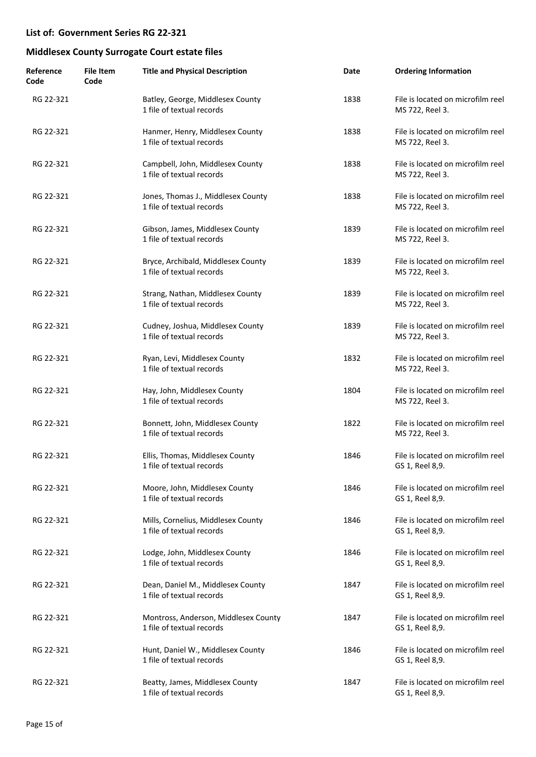## List of: Government Series RG 22-321

## Middlesex County Surrogate Court estate files

| Reference Code | File Item Code | Title and Physical Description | Date | Ordering Information |
|---|---|---|---|---|
| RG 22-321 | | Batley, George, Middlesex County<br>1 file of textual records | 1838 | File is located on microfilm reel MS 722, Reel 3. |
| RG 22-321 | | Hanmer, Henry, Middlesex County<br>1 file of textual records | 1838 | File is located on microfilm reel MS 722, Reel 3. |
| RG 22-321 | | Campbell, John, Middlesex County<br>1 file of textual records | 1838 | File is located on microfilm reel MS 722, Reel 3. |
| RG 22-321 | | Jones, Thomas J., Middlesex County<br>1 file of textual records | 1838 | File is located on microfilm reel MS 722, Reel 3. |
| RG 22-321 | | Gibson, James, Middlesex County<br>1 file of textual records | 1839 | File is located on microfilm reel MS 722, Reel 3. |
| RG 22-321 | | Bryce, Archibald, Middlesex County<br>1 file of textual records | 1839 | File is located on microfilm reel MS 722, Reel 3. |
| RG 22-321 | | Strang, Nathan, Middlesex County<br>1 file of textual records | 1839 | File is located on microfilm reel MS 722, Reel 3. |
| RG 22-321 | | Cudney, Joshua, Middlesex County<br>1 file of textual records | 1839 | File is located on microfilm reel MS 722, Reel 3. |
| RG 22-321 | | Ryan, Levi, Middlesex County<br>1 file of textual records | 1832 | File is located on microfilm reel MS 722, Reel 3. |
| RG 22-321 | | Hay, John, Middlesex County<br>1 file of textual records | 1804 | File is located on microfilm reel MS 722, Reel 3. |
| RG 22-321 | | Bonnett, John, Middlesex County<br>1 file of textual records | 1822 | File is located on microfilm reel MS 722, Reel 3. |
| RG 22-321 | | Ellis, Thomas, Middlesex County<br>1 file of textual records | 1846 | File is located on microfilm reel GS 1, Reel 8,9. |
| RG 22-321 | | Moore, John, Middlesex County<br>1 file of textual records | 1846 | File is located on microfilm reel GS 1, Reel 8,9. |
| RG 22-321 | | Mills, Cornelius, Middlesex County<br>1 file of textual records | 1846 | File is located on microfilm reel GS 1, Reel 8,9. |
| RG 22-321 | | Lodge, John, Middlesex County<br>1 file of textual records | 1846 | File is located on microfilm reel GS 1, Reel 8,9. |
| RG 22-321 | | Dean, Daniel M., Middlesex County<br>1 file of textual records | 1847 | File is located on microfilm reel GS 1, Reel 8,9. |
| RG 22-321 | | Montross, Anderson, Middlesex County<br>1 file of textual records | 1847 | File is located on microfilm reel GS 1, Reel 8,9. |
| RG 22-321 | | Hunt, Daniel W., Middlesex County<br>1 file of textual records | 1846 | File is located on microfilm reel GS 1, Reel 8,9. |
| RG 22-321 | | Beatty, James, Middlesex County<br>1 file of textual records | 1847 | File is located on microfilm reel GS 1, Reel 8,9. |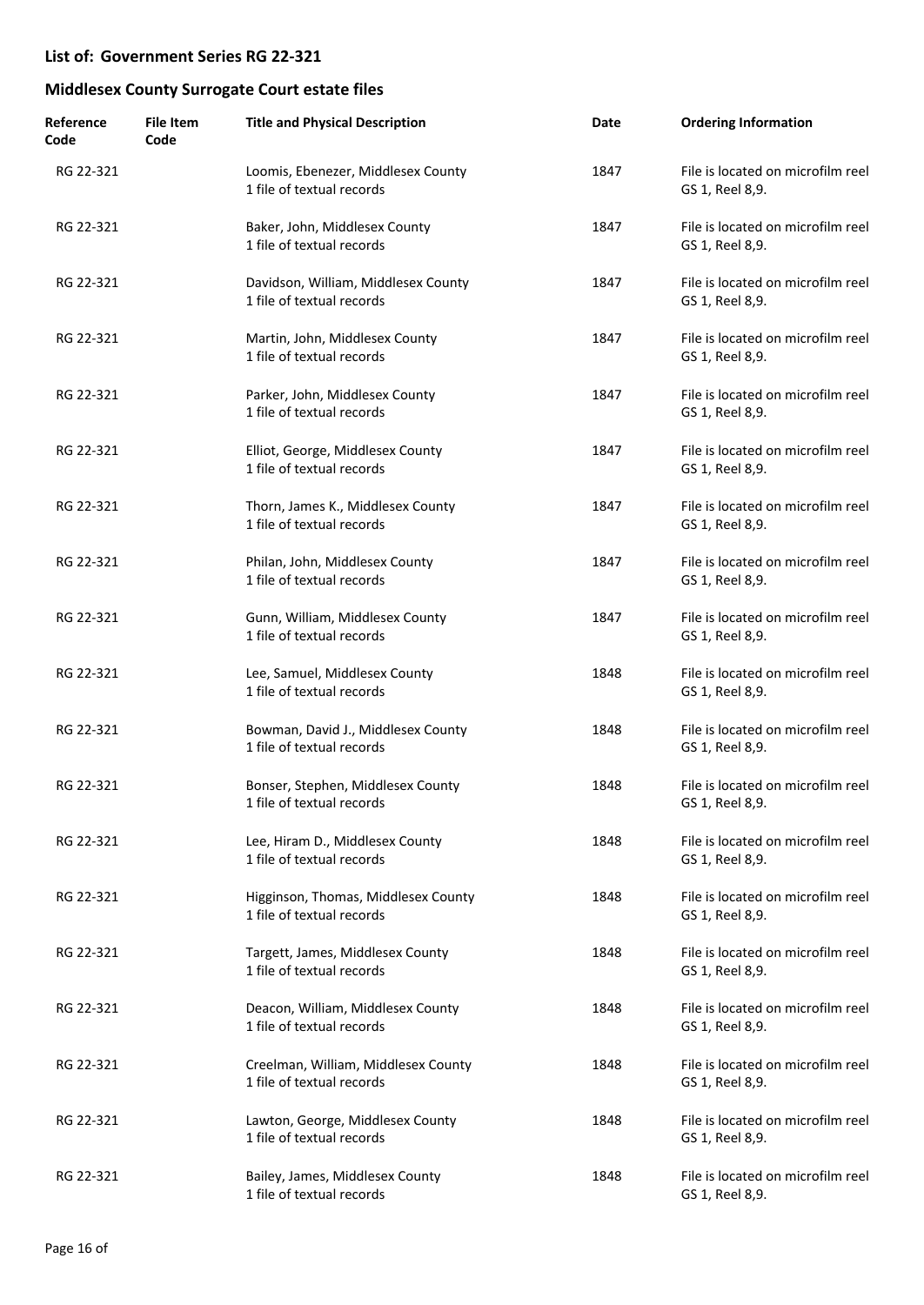## List of: Government Series RG 22-321

## Middlesex County Surrogate Court estate files

| Reference Code | File Item Code | Title and Physical Description | Date | Ordering Information |
|---|---|---|---|---|
| RG 22-321 | | Loomis, Ebenezer, Middlesex County<br>1 file of textual records | 1847 | File is located on microfilm reel GS 1, Reel 8,9. |
| RG 22-321 | | Baker, John, Middlesex County<br>1 file of textual records | 1847 | File is located on microfilm reel GS 1, Reel 8,9. |
| RG 22-321 | | Davidson, William, Middlesex County<br>1 file of textual records | 1847 | File is located on microfilm reel GS 1, Reel 8,9. |
| RG 22-321 | | Martin, John, Middlesex County<br>1 file of textual records | 1847 | File is located on microfilm reel GS 1, Reel 8,9. |
| RG 22-321 | | Parker, John, Middlesex County<br>1 file of textual records | 1847 | File is located on microfilm reel GS 1, Reel 8,9. |
| RG 22-321 | | Elliot, George, Middlesex County<br>1 file of textual records | 1847 | File is located on microfilm reel GS 1, Reel 8,9. |
| RG 22-321 | | Thorn, James K., Middlesex County<br>1 file of textual records | 1847 | File is located on microfilm reel GS 1, Reel 8,9. |
| RG 22-321 | | Philan, John, Middlesex County<br>1 file of textual records | 1847 | File is located on microfilm reel GS 1, Reel 8,9. |
| RG 22-321 | | Gunn, William, Middlesex County<br>1 file of textual records | 1847 | File is located on microfilm reel GS 1, Reel 8,9. |
| RG 22-321 | | Lee, Samuel, Middlesex County<br>1 file of textual records | 1848 | File is located on microfilm reel GS 1, Reel 8,9. |
| RG 22-321 | | Bowman, David J., Middlesex County<br>1 file of textual records | 1848 | File is located on microfilm reel GS 1, Reel 8,9. |
| RG 22-321 | | Bonser, Stephen, Middlesex County<br>1 file of textual records | 1848 | File is located on microfilm reel GS 1, Reel 8,9. |
| RG 22-321 | | Lee, Hiram D., Middlesex County<br>1 file of textual records | 1848 | File is located on microfilm reel GS 1, Reel 8,9. |
| RG 22-321 | | Higginson, Thomas, Middlesex County<br>1 file of textual records | 1848 | File is located on microfilm reel GS 1, Reel 8,9. |
| RG 22-321 | | Targett, James, Middlesex County<br>1 file of textual records | 1848 | File is located on microfilm reel GS 1, Reel 8,9. |
| RG 22-321 | | Deacon, William, Middlesex County<br>1 file of textual records | 1848 | File is located on microfilm reel GS 1, Reel 8,9. |
| RG 22-321 | | Creelman, William, Middlesex County<br>1 file of textual records | 1848 | File is located on microfilm reel GS 1, Reel 8,9. |
| RG 22-321 | | Lawton, George, Middlesex County<br>1 file of textual records | 1848 | File is located on microfilm reel GS 1, Reel 8,9. |
| RG 22-321 | | Bailey, James, Middlesex County<br>1 file of textual records | 1848 | File is located on microfilm reel GS 1, Reel 8,9. |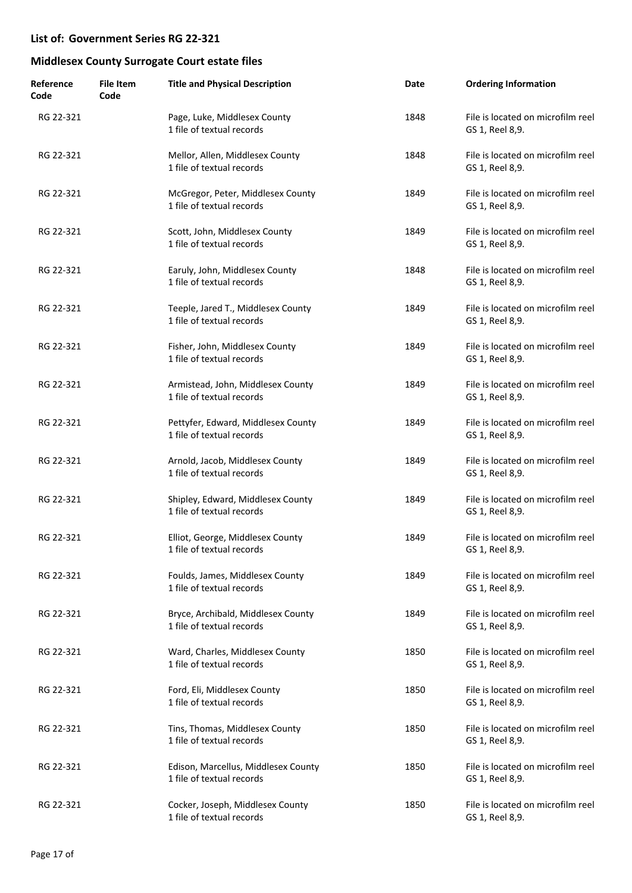## List of: Government Series RG 22-321

## Middlesex County Surrogate Court estate files

| Reference Code | File Item Code | Title and Physical Description | Date | Ordering Information |
|---|---|---|---|---|
| RG 22-321 | | Page, Luke, Middlesex County<br>1 file of textual records | 1848 | File is located on microfilm reel GS 1, Reel 8,9. |
| RG 22-321 | | Mellor, Allen, Middlesex County<br>1 file of textual records | 1848 | File is located on microfilm reel GS 1, Reel 8,9. |
| RG 22-321 | | McGregor, Peter, Middlesex County<br>1 file of textual records | 1849 | File is located on microfilm reel GS 1, Reel 8,9. |
| RG 22-321 | | Scott, John, Middlesex County<br>1 file of textual records | 1849 | File is located on microfilm reel GS 1, Reel 8,9. |
| RG 22-321 | | Earuly, John, Middlesex County<br>1 file of textual records | 1848 | File is located on microfilm reel GS 1, Reel 8,9. |
| RG 22-321 | | Teeple, Jared T., Middlesex County<br>1 file of textual records | 1849 | File is located on microfilm reel GS 1, Reel 8,9. |
| RG 22-321 | | Fisher, John, Middlesex County<br>1 file of textual records | 1849 | File is located on microfilm reel GS 1, Reel 8,9. |
| RG 22-321 | | Armistead, John, Middlesex County<br>1 file of textual records | 1849 | File is located on microfilm reel GS 1, Reel 8,9. |
| RG 22-321 | | Pettyfer, Edward, Middlesex County<br>1 file of textual records | 1849 | File is located on microfilm reel GS 1, Reel 8,9. |
| RG 22-321 | | Arnold, Jacob, Middlesex County<br>1 file of textual records | 1849 | File is located on microfilm reel GS 1, Reel 8,9. |
| RG 22-321 | | Shipley, Edward, Middlesex County<br>1 file of textual records | 1849 | File is located on microfilm reel GS 1, Reel 8,9. |
| RG 22-321 | | Elliot, George, Middlesex County<br>1 file of textual records | 1849 | File is located on microfilm reel GS 1, Reel 8,9. |
| RG 22-321 | | Foulds, James, Middlesex County<br>1 file of textual records | 1849 | File is located on microfilm reel GS 1, Reel 8,9. |
| RG 22-321 | | Bryce, Archibald, Middlesex County<br>1 file of textual records | 1849 | File is located on microfilm reel GS 1, Reel 8,9. |
| RG 22-321 | | Ward, Charles, Middlesex County<br>1 file of textual records | 1850 | File is located on microfilm reel GS 1, Reel 8,9. |
| RG 22-321 | | Ford, Eli, Middlesex County<br>1 file of textual records | 1850 | File is located on microfilm reel GS 1, Reel 8,9. |
| RG 22-321 | | Tins, Thomas, Middlesex County<br>1 file of textual records | 1850 | File is located on microfilm reel GS 1, Reel 8,9. |
| RG 22-321 | | Edison, Marcellus, Middlesex County<br>1 file of textual records | 1850 | File is located on microfilm reel GS 1, Reel 8,9. |
| RG 22-321 | | Cocker, Joseph, Middlesex County<br>1 file of textual records | 1850 | File is located on microfilm reel GS 1, Reel 8,9. |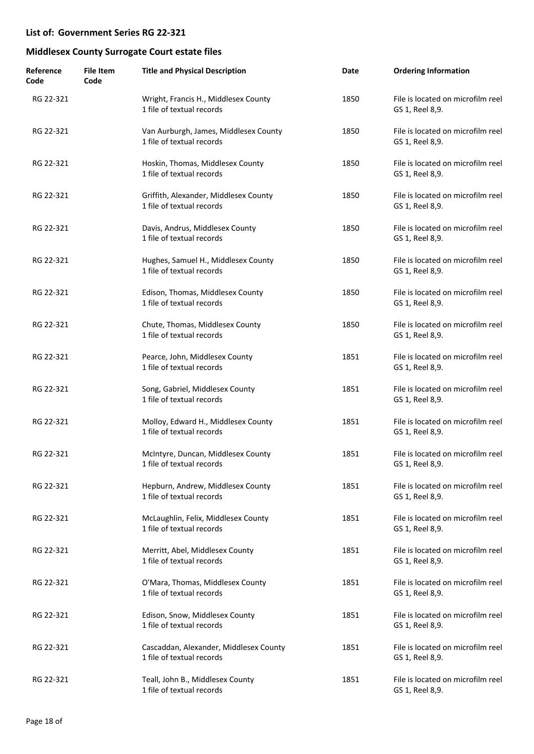## List of: Government Series RG 22-321

## Middlesex County Surrogate Court estate files

| Reference Code | File Item Code | Title and Physical Description | Date | Ordering Information |
|---|---|---|---|---|
| RG 22-321 | | Wright, Francis H., Middlesex County<br>1 file of textual records | 1850 | File is located on microfilm reel GS 1, Reel 8,9. |
| RG 22-321 | | Van Aurburgh, James, Middlesex County<br>1 file of textual records | 1850 | File is located on microfilm reel GS 1, Reel 8,9. |
| RG 22-321 | | Hoskin, Thomas, Middlesex County<br>1 file of textual records | 1850 | File is located on microfilm reel GS 1, Reel 8,9. |
| RG 22-321 | | Griffith, Alexander, Middlesex County<br>1 file of textual records | 1850 | File is located on microfilm reel GS 1, Reel 8,9. |
| RG 22-321 | | Davis, Andrus, Middlesex County<br>1 file of textual records | 1850 | File is located on microfilm reel GS 1, Reel 8,9. |
| RG 22-321 | | Hughes, Samuel H., Middlesex County<br>1 file of textual records | 1850 | File is located on microfilm reel GS 1, Reel 8,9. |
| RG 22-321 | | Edison, Thomas, Middlesex County<br>1 file of textual records | 1850 | File is located on microfilm reel GS 1, Reel 8,9. |
| RG 22-321 | | Chute, Thomas, Middlesex County<br>1 file of textual records | 1850 | File is located on microfilm reel GS 1, Reel 8,9. |
| RG 22-321 | | Pearce, John, Middlesex County<br>1 file of textual records | 1851 | File is located on microfilm reel GS 1, Reel 8,9. |
| RG 22-321 | | Song, Gabriel, Middlesex County<br>1 file of textual records | 1851 | File is located on microfilm reel GS 1, Reel 8,9. |
| RG 22-321 | | Molloy, Edward H., Middlesex County<br>1 file of textual records | 1851 | File is located on microfilm reel GS 1, Reel 8,9. |
| RG 22-321 | | McIntyre, Duncan, Middlesex County<br>1 file of textual records | 1851 | File is located on microfilm reel GS 1, Reel 8,9. |
| RG 22-321 | | Hepburn, Andrew, Middlesex County<br>1 file of textual records | 1851 | File is located on microfilm reel GS 1, Reel 8,9. |
| RG 22-321 | | McLaughlin, Felix, Middlesex County<br>1 file of textual records | 1851 | File is located on microfilm reel GS 1, Reel 8,9. |
| RG 22-321 | | Merritt, Abel, Middlesex County<br>1 file of textual records | 1851 | File is located on microfilm reel GS 1, Reel 8,9. |
| RG 22-321 | | O'Mara, Thomas, Middlesex County<br>1 file of textual records | 1851 | File is located on microfilm reel GS 1, Reel 8,9. |
| RG 22-321 | | Edison, Snow, Middlesex County<br>1 file of textual records | 1851 | File is located on microfilm reel GS 1, Reel 8,9. |
| RG 22-321 | | Cascaddan, Alexander, Middlesex County<br>1 file of textual records | 1851 | File is located on microfilm reel GS 1, Reel 8,9. |
| RG 22-321 | | Teall, John B., Middlesex County<br>1 file of textual records | 1851 | File is located on microfilm reel GS 1, Reel 8,9. |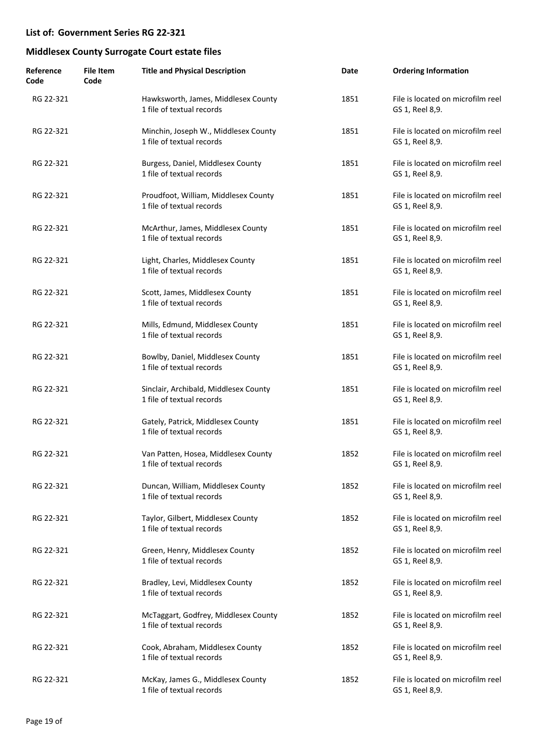**List of: Government Series RG 22-321**

**Middlesex County Surrogate Court estate files**

| Reference Code | File Item Code | Title and Physical Description | Date | Ordering Information |
|---|---|---|---|---|
| RG 22-321 | | Hawksworth, James, Middlesex County<br>1 file of textual records | 1851 | File is located on microfilm reel GS 1, Reel 8,9. |
| RG 22-321 | | Minchin, Joseph W., Middlesex County<br>1 file of textual records | 1851 | File is located on microfilm reel GS 1, Reel 8,9. |
| RG 22-321 | | Burgess, Daniel, Middlesex County<br>1 file of textual records | 1851 | File is located on microfilm reel GS 1, Reel 8,9. |
| RG 22-321 | | Proudfoot, William, Middlesex County<br>1 file of textual records | 1851 | File is located on microfilm reel GS 1, Reel 8,9. |
| RG 22-321 | | McArthur, James, Middlesex County<br>1 file of textual records | 1851 | File is located on microfilm reel GS 1, Reel 8,9. |
| RG 22-321 | | Light, Charles, Middlesex County<br>1 file of textual records | 1851 | File is located on microfilm reel GS 1, Reel 8,9. |
| RG 22-321 | | Scott, James, Middlesex County<br>1 file of textual records | 1851 | File is located on microfilm reel GS 1, Reel 8,9. |
| RG 22-321 | | Mills, Edmund, Middlesex County<br>1 file of textual records | 1851 | File is located on microfilm reel GS 1, Reel 8,9. |
| RG 22-321 | | Bowlby, Daniel, Middlesex County<br>1 file of textual records | 1851 | File is located on microfilm reel GS 1, Reel 8,9. |
| RG 22-321 | | Sinclair, Archibald, Middlesex County<br>1 file of textual records | 1851 | File is located on microfilm reel GS 1, Reel 8,9. |
| RG 22-321 | | Gately, Patrick, Middlesex County<br>1 file of textual records | 1851 | File is located on microfilm reel GS 1, Reel 8,9. |
| RG 22-321 | | Van Patten, Hosea, Middlesex County<br>1 file of textual records | 1852 | File is located on microfilm reel GS 1, Reel 8,9. |
| RG 22-321 | | Duncan, William, Middlesex County<br>1 file of textual records | 1852 | File is located on microfilm reel GS 1, Reel 8,9. |
| RG 22-321 | | Taylor, Gilbert, Middlesex County<br>1 file of textual records | 1852 | File is located on microfilm reel GS 1, Reel 8,9. |
| RG 22-321 | | Green, Henry, Middlesex County<br>1 file of textual records | 1852 | File is located on microfilm reel GS 1, Reel 8,9. |
| RG 22-321 | | Bradley, Levi, Middlesex County<br>1 file of textual records | 1852 | File is located on microfilm reel GS 1, Reel 8,9. |
| RG 22-321 | | McTaggart, Godfrey, Middlesex County<br>1 file of textual records | 1852 | File is located on microfilm reel GS 1, Reel 8,9. |
| RG 22-321 | | Cook, Abraham, Middlesex County<br>1 file of textual records | 1852 | File is located on microfilm reel GS 1, Reel 8,9. |
| RG 22-321 | | McKay, James G., Middlesex County<br>1 file of textual records | 1852 | File is located on microfilm reel GS 1, Reel 8,9. |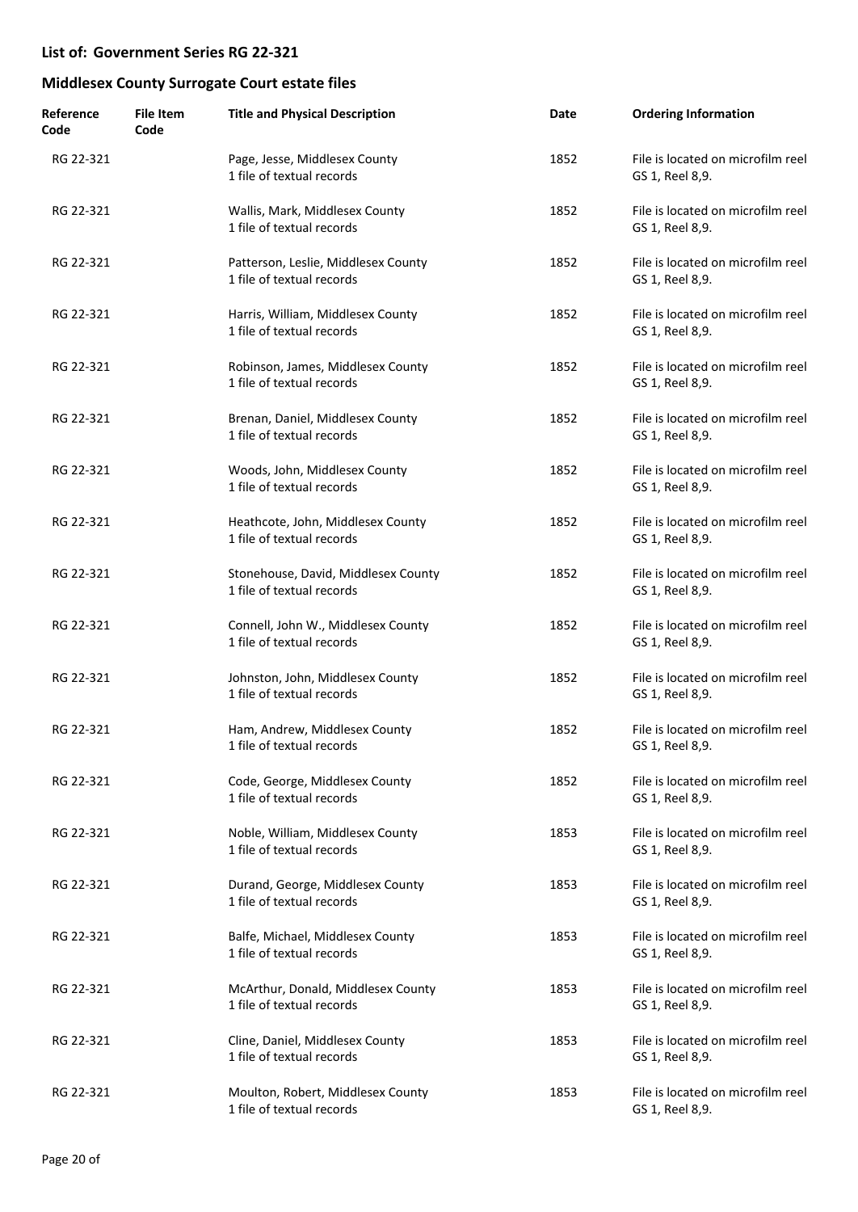## List of: Government Series RG 22-321

## Middlesex County Surrogate Court estate files

| Reference Code | File Item Code | Title and Physical Description | Date | Ordering Information |
|---|---|---|---|---|
| RG 22-321 | | Page, Jesse, Middlesex County<br>1 file of textual records | 1852 | File is located on microfilm reel GS 1, Reel 8,9. |
| RG 22-321 | | Wallis, Mark, Middlesex County<br>1 file of textual records | 1852 | File is located on microfilm reel GS 1, Reel 8,9. |
| RG 22-321 | | Patterson, Leslie, Middlesex County<br>1 file of textual records | 1852 | File is located on microfilm reel GS 1, Reel 8,9. |
| RG 22-321 | | Harris, William, Middlesex County<br>1 file of textual records | 1852 | File is located on microfilm reel GS 1, Reel 8,9. |
| RG 22-321 | | Robinson, James, Middlesex County<br>1 file of textual records | 1852 | File is located on microfilm reel GS 1, Reel 8,9. |
| RG 22-321 | | Brenan, Daniel, Middlesex County<br>1 file of textual records | 1852 | File is located on microfilm reel GS 1, Reel 8,9. |
| RG 22-321 | | Woods, John, Middlesex County<br>1 file of textual records | 1852 | File is located on microfilm reel GS 1, Reel 8,9. |
| RG 22-321 | | Heathcote, John, Middlesex County<br>1 file of textual records | 1852 | File is located on microfilm reel GS 1, Reel 8,9. |
| RG 22-321 | | Stonehouse, David, Middlesex County<br>1 file of textual records | 1852 | File is located on microfilm reel GS 1, Reel 8,9. |
| RG 22-321 | | Connell, John W., Middlesex County<br>1 file of textual records | 1852 | File is located on microfilm reel GS 1, Reel 8,9. |
| RG 22-321 | | Johnston, John, Middlesex County<br>1 file of textual records | 1852 | File is located on microfilm reel GS 1, Reel 8,9. |
| RG 22-321 | | Ham, Andrew, Middlesex County<br>1 file of textual records | 1852 | File is located on microfilm reel GS 1, Reel 8,9. |
| RG 22-321 | | Code, George, Middlesex County<br>1 file of textual records | 1852 | File is located on microfilm reel GS 1, Reel 8,9. |
| RG 22-321 | | Noble, William, Middlesex County<br>1 file of textual records | 1853 | File is located on microfilm reel GS 1, Reel 8,9. |
| RG 22-321 | | Durand, George, Middlesex County<br>1 file of textual records | 1853 | File is located on microfilm reel GS 1, Reel 8,9. |
| RG 22-321 | | Balfe, Michael, Middlesex County<br>1 file of textual records | 1853 | File is located on microfilm reel GS 1, Reel 8,9. |
| RG 22-321 | | McArthur, Donald, Middlesex County<br>1 file of textual records | 1853 | File is located on microfilm reel GS 1, Reel 8,9. |
| RG 22-321 | | Cline, Daniel, Middlesex County<br>1 file of textual records | 1853 | File is located on microfilm reel GS 1, Reel 8,9. |
| RG 22-321 | | Moulton, Robert, Middlesex County<br>1 file of textual records | 1853 | File is located on microfilm reel GS 1, Reel 8,9. |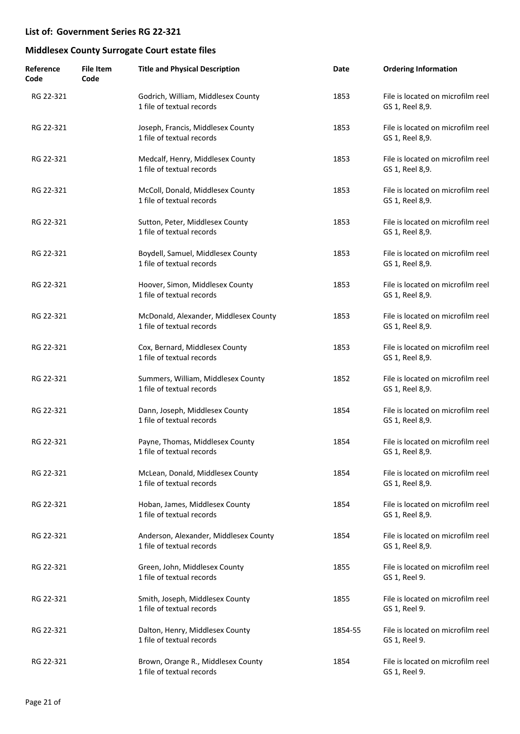## List of: Government Series RG 22-321

## Middlesex County Surrogate Court estate files

| Reference Code | File Item Code | Title and Physical Description | Date | Ordering Information |
|---|---|---|---|---|
| RG 22-321 | | Godrich, William, Middlesex County<br>1 file of textual records | 1853 | File is located on microfilm reel GS 1, Reel 8,9. |
| RG 22-321 | | Joseph, Francis, Middlesex County<br>1 file of textual records | 1853 | File is located on microfilm reel GS 1, Reel 8,9. |
| RG 22-321 | | Medcalf, Henry, Middlesex County<br>1 file of textual records | 1853 | File is located on microfilm reel GS 1, Reel 8,9. |
| RG 22-321 | | McColl, Donald, Middlesex County<br>1 file of textual records | 1853 | File is located on microfilm reel GS 1, Reel 8,9. |
| RG 22-321 | | Sutton, Peter, Middlesex County<br>1 file of textual records | 1853 | File is located on microfilm reel GS 1, Reel 8,9. |
| RG 22-321 | | Boydell, Samuel, Middlesex County<br>1 file of textual records | 1853 | File is located on microfilm reel GS 1, Reel 8,9. |
| RG 22-321 | | Hoover, Simon, Middlesex County<br>1 file of textual records | 1853 | File is located on microfilm reel GS 1, Reel 8,9. |
| RG 22-321 | | McDonald, Alexander, Middlesex County<br>1 file of textual records | 1853 | File is located on microfilm reel GS 1, Reel 8,9. |
| RG 22-321 | | Cox, Bernard, Middlesex County<br>1 file of textual records | 1853 | File is located on microfilm reel GS 1, Reel 8,9. |
| RG 22-321 | | Summers, William, Middlesex County<br>1 file of textual records | 1852 | File is located on microfilm reel GS 1, Reel 8,9. |
| RG 22-321 | | Dann, Joseph, Middlesex County<br>1 file of textual records | 1854 | File is located on microfilm reel GS 1, Reel 8,9. |
| RG 22-321 | | Payne, Thomas, Middlesex County<br>1 file of textual records | 1854 | File is located on microfilm reel GS 1, Reel 8,9. |
| RG 22-321 | | McLean, Donald, Middlesex County<br>1 file of textual records | 1854 | File is located on microfilm reel GS 1, Reel 8,9. |
| RG 22-321 | | Hoban, James, Middlesex County<br>1 file of textual records | 1854 | File is located on microfilm reel GS 1, Reel 8,9. |
| RG 22-321 | | Anderson, Alexander, Middlesex County<br>1 file of textual records | 1854 | File is located on microfilm reel GS 1, Reel 8,9. |
| RG 22-321 | | Green, John, Middlesex County<br>1 file of textual records | 1855 | File is located on microfilm reel GS 1, Reel 9. |
| RG 22-321 | | Smith, Joseph, Middlesex County<br>1 file of textual records | 1855 | File is located on microfilm reel GS 1, Reel 9. |
| RG 22-321 | | Dalton, Henry, Middlesex County<br>1 file of textual records | 1854-55 | File is located on microfilm reel GS 1, Reel 9. |
| RG 22-321 | | Brown, Orange R., Middlesex County<br>1 file of textual records | 1854 | File is located on microfilm reel GS 1, Reel 9. |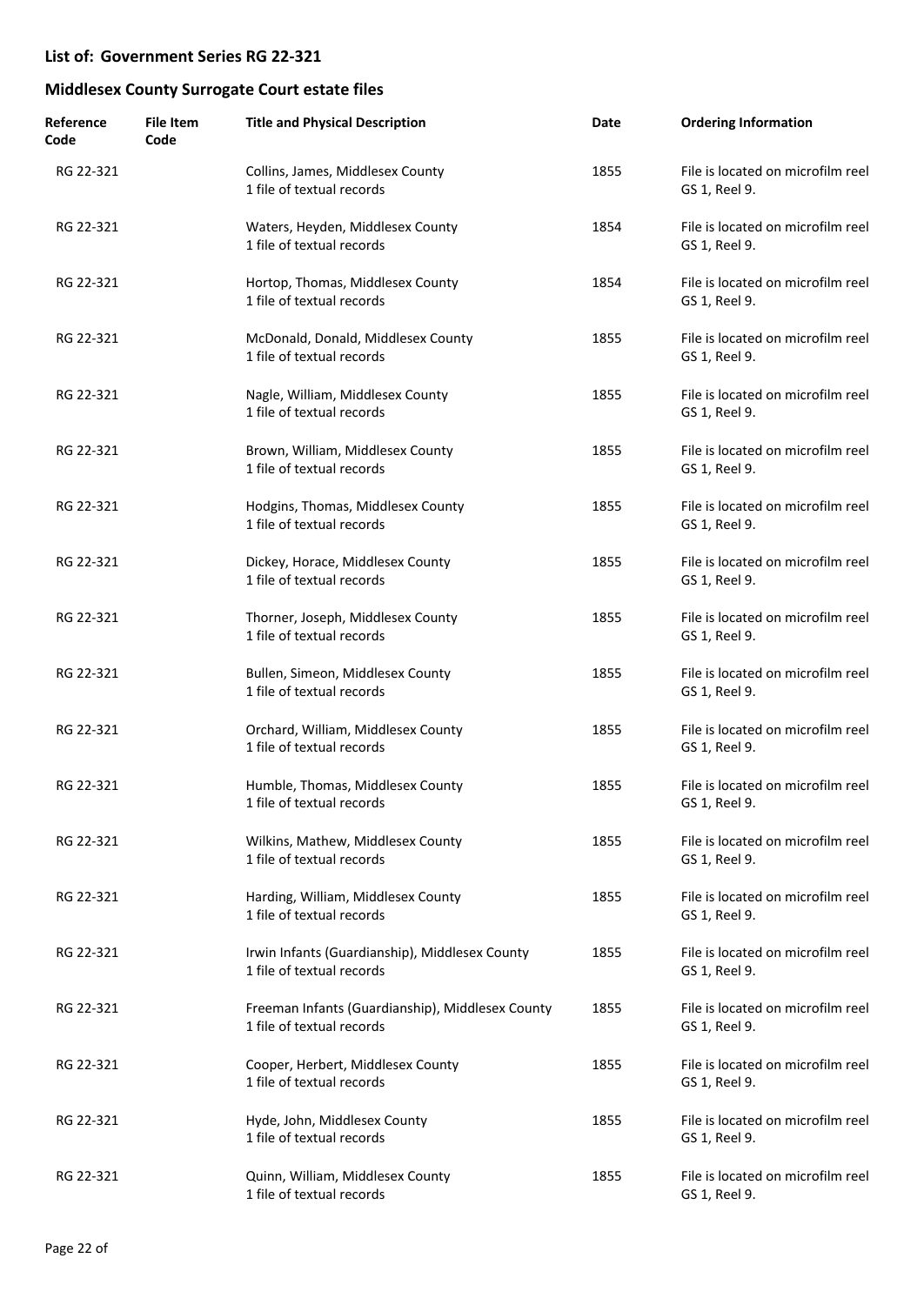## List of: Government Series RG 22-321

## Middlesex County Surrogate Court estate files

| Reference Code | File Item Code | Title and Physical Description | Date | Ordering Information |
|---|---|---|---|---|
| RG 22-321 | | Collins, James, Middlesex County<br>1 file of textual records | 1855 | File is located on microfilm reel GS 1, Reel 9. |
| RG 22-321 | | Waters, Heyden, Middlesex County<br>1 file of textual records | 1854 | File is located on microfilm reel GS 1, Reel 9. |
| RG 22-321 | | Hortop, Thomas, Middlesex County<br>1 file of textual records | 1854 | File is located on microfilm reel GS 1, Reel 9. |
| RG 22-321 | | McDonald, Donald, Middlesex County<br>1 file of textual records | 1855 | File is located on microfilm reel GS 1, Reel 9. |
| RG 22-321 | | Nagle, William, Middlesex County<br>1 file of textual records | 1855 | File is located on microfilm reel GS 1, Reel 9. |
| RG 22-321 | | Brown, William, Middlesex County<br>1 file of textual records | 1855 | File is located on microfilm reel GS 1, Reel 9. |
| RG 22-321 | | Hodgins, Thomas, Middlesex County<br>1 file of textual records | 1855 | File is located on microfilm reel GS 1, Reel 9. |
| RG 22-321 | | Dickey, Horace, Middlesex County<br>1 file of textual records | 1855 | File is located on microfilm reel GS 1, Reel 9. |
| RG 22-321 | | Thorner, Joseph, Middlesex County<br>1 file of textual records | 1855 | File is located on microfilm reel GS 1, Reel 9. |
| RG 22-321 | | Bullen, Simeon, Middlesex County<br>1 file of textual records | 1855 | File is located on microfilm reel GS 1, Reel 9. |
| RG 22-321 | | Orchard, William, Middlesex County<br>1 file of textual records | 1855 | File is located on microfilm reel GS 1, Reel 9. |
| RG 22-321 | | Humble, Thomas, Middlesex County<br>1 file of textual records | 1855 | File is located on microfilm reel GS 1, Reel 9. |
| RG 22-321 | | Wilkins, Mathew, Middlesex County<br>1 file of textual records | 1855 | File is located on microfilm reel GS 1, Reel 9. |
| RG 22-321 | | Harding, William, Middlesex County<br>1 file of textual records | 1855 | File is located on microfilm reel GS 1, Reel 9. |
| RG 22-321 | | Irwin Infants (Guardianship), Middlesex County<br>1 file of textual records | 1855 | File is located on microfilm reel GS 1, Reel 9. |
| RG 22-321 | | Freeman Infants (Guardianship), Middlesex County<br>1 file of textual records | 1855 | File is located on microfilm reel GS 1, Reel 9. |
| RG 22-321 | | Cooper, Herbert, Middlesex County<br>1 file of textual records | 1855 | File is located on microfilm reel GS 1, Reel 9. |
| RG 22-321 | | Hyde, John, Middlesex County<br>1 file of textual records | 1855 | File is located on microfilm reel GS 1, Reel 9. |
| RG 22-321 | | Quinn, William, Middlesex County<br>1 file of textual records | 1855 | File is located on microfilm reel GS 1, Reel 9. |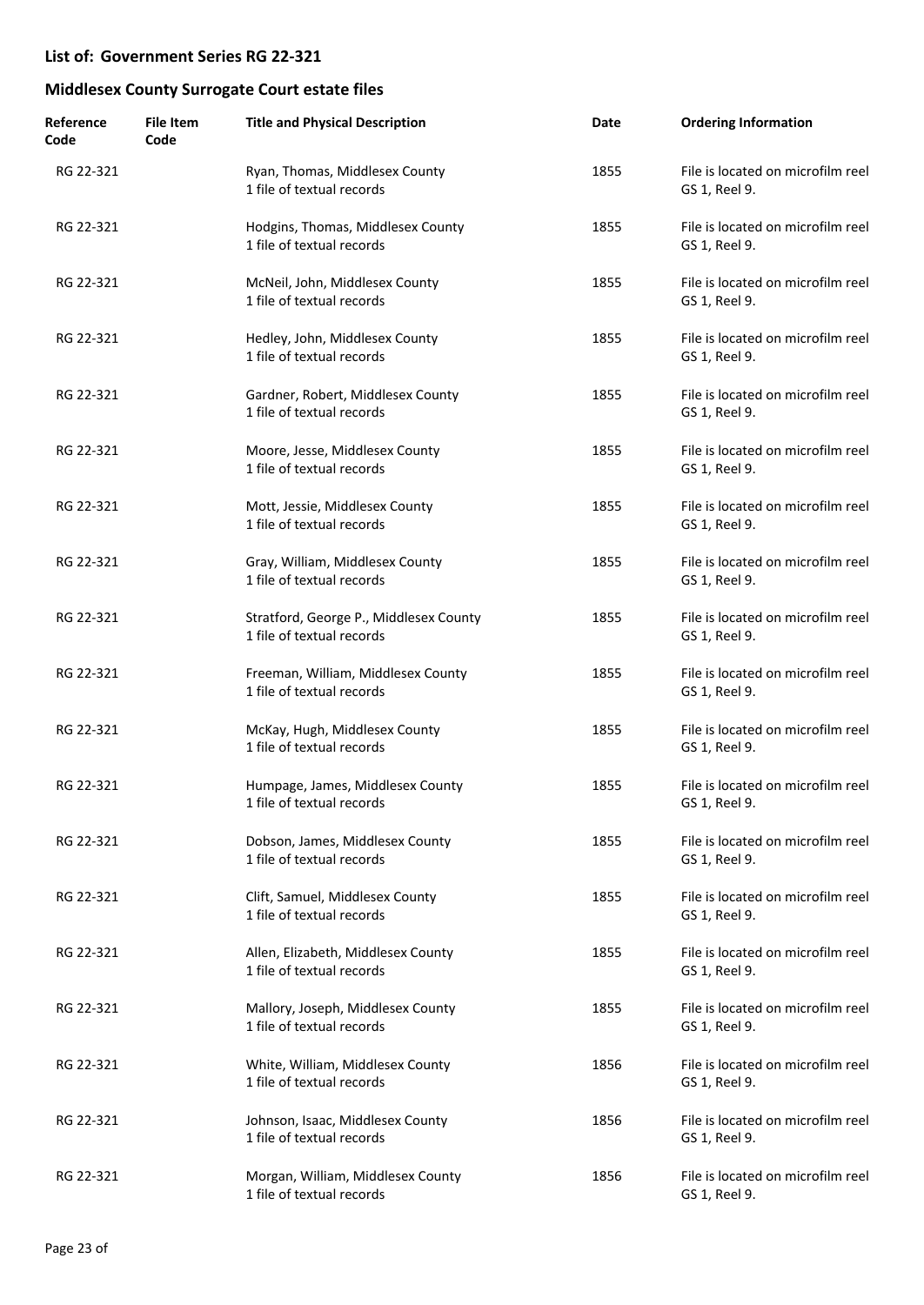## List of: Government Series RG 22-321

## Middlesex County Surrogate Court estate files

| Reference Code | File Item Code | Title and Physical Description | Date | Ordering Information |
|---|---|---|---|---|
| RG 22-321 | | Ryan, Thomas, Middlesex County<br>1 file of textual records | 1855 | File is located on microfilm reel GS 1, Reel 9. |
| RG 22-321 | | Hodgins, Thomas, Middlesex County<br>1 file of textual records | 1855 | File is located on microfilm reel GS 1, Reel 9. |
| RG 22-321 | | McNeil, John, Middlesex County<br>1 file of textual records | 1855 | File is located on microfilm reel GS 1, Reel 9. |
| RG 22-321 | | Hedley, John, Middlesex County<br>1 file of textual records | 1855 | File is located on microfilm reel GS 1, Reel 9. |
| RG 22-321 | | Gardner, Robert, Middlesex County<br>1 file of textual records | 1855 | File is located on microfilm reel GS 1, Reel 9. |
| RG 22-321 | | Moore, Jesse, Middlesex County<br>1 file of textual records | 1855 | File is located on microfilm reel GS 1, Reel 9. |
| RG 22-321 | | Mott, Jessie, Middlesex County<br>1 file of textual records | 1855 | File is located on microfilm reel GS 1, Reel 9. |
| RG 22-321 | | Gray, William, Middlesex County<br>1 file of textual records | 1855 | File is located on microfilm reel GS 1, Reel 9. |
| RG 22-321 | | Stratford, George P., Middlesex County<br>1 file of textual records | 1855 | File is located on microfilm reel GS 1, Reel 9. |
| RG 22-321 | | Freeman, William, Middlesex County<br>1 file of textual records | 1855 | File is located on microfilm reel GS 1, Reel 9. |
| RG 22-321 | | McKay, Hugh, Middlesex County<br>1 file of textual records | 1855 | File is located on microfilm reel GS 1, Reel 9. |
| RG 22-321 | | Humpage, James, Middlesex County<br>1 file of textual records | 1855 | File is located on microfilm reel GS 1, Reel 9. |
| RG 22-321 | | Dobson, James, Middlesex County<br>1 file of textual records | 1855 | File is located on microfilm reel GS 1, Reel 9. |
| RG 22-321 | | Clift, Samuel, Middlesex County<br>1 file of textual records | 1855 | File is located on microfilm reel GS 1, Reel 9. |
| RG 22-321 | | Allen, Elizabeth, Middlesex County<br>1 file of textual records | 1855 | File is located on microfilm reel GS 1, Reel 9. |
| RG 22-321 | | Mallory, Joseph, Middlesex County<br>1 file of textual records | 1855 | File is located on microfilm reel GS 1, Reel 9. |
| RG 22-321 | | White, William, Middlesex County<br>1 file of textual records | 1856 | File is located on microfilm reel GS 1, Reel 9. |
| RG 22-321 | | Johnson, Isaac, Middlesex County<br>1 file of textual records | 1856 | File is located on microfilm reel GS 1, Reel 9. |
| RG 22-321 | | Morgan, William, Middlesex County<br>1 file of textual records | 1856 | File is located on microfilm reel GS 1, Reel 9. |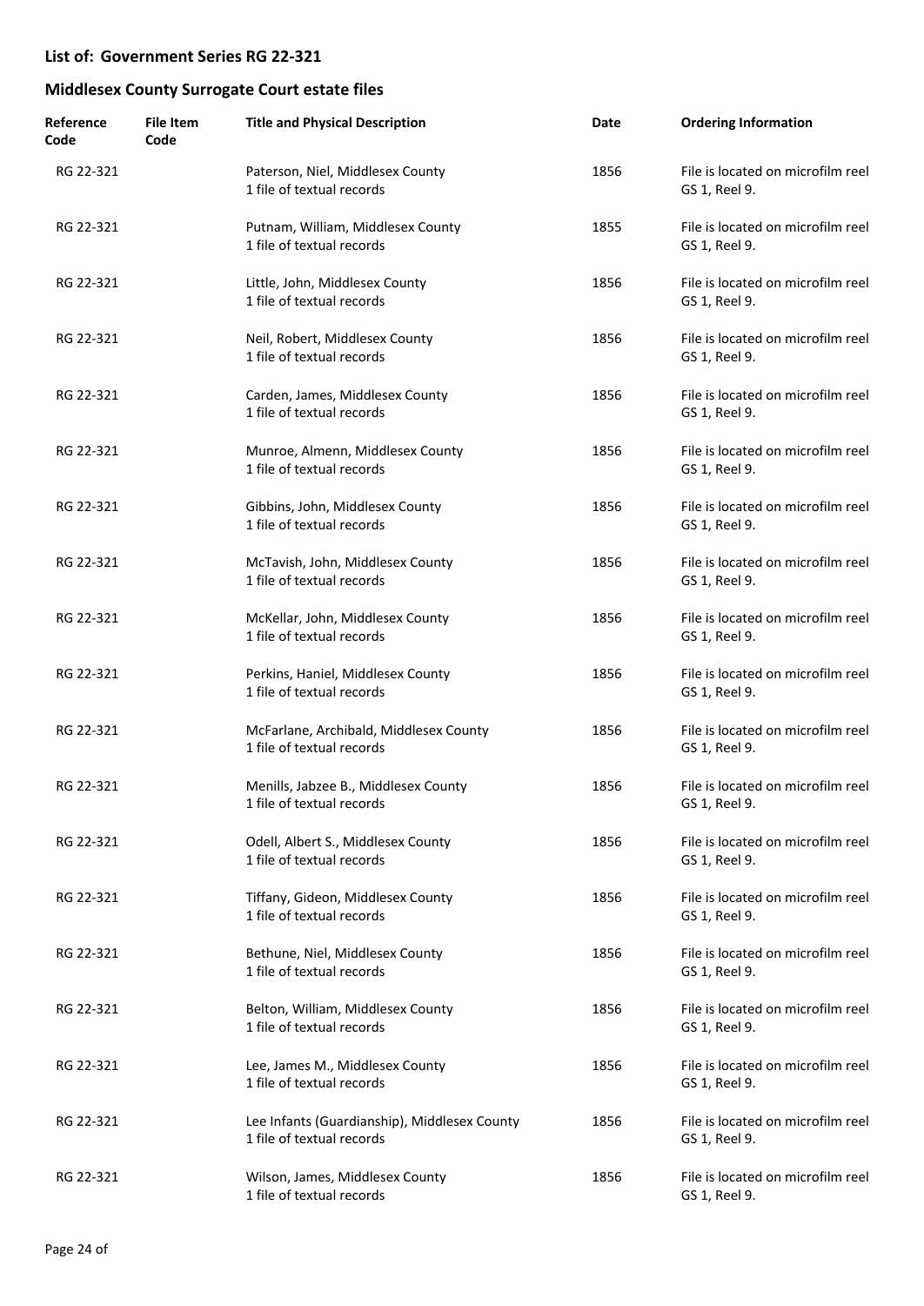**List of: Government Series RG 22-321**

**Middlesex County Surrogate Court estate files**

| Reference Code | File Item Code | Title and Physical Description | Date | Ordering Information |
|---|---|---|---|---|
| RG 22-321 | | Paterson, Niel, Middlesex County<br>1 file of textual records | 1856 | File is located on microfilm reel GS 1, Reel 9. |
| RG 22-321 | | Putnam, William, Middlesex County<br>1 file of textual records | 1855 | File is located on microfilm reel GS 1, Reel 9. |
| RG 22-321 | | Little, John, Middlesex County<br>1 file of textual records | 1856 | File is located on microfilm reel GS 1, Reel 9. |
| RG 22-321 | | Neil, Robert, Middlesex County<br>1 file of textual records | 1856 | File is located on microfilm reel GS 1, Reel 9. |
| RG 22-321 | | Carden, James, Middlesex County<br>1 file of textual records | 1856 | File is located on microfilm reel GS 1, Reel 9. |
| RG 22-321 | | Munroe, Almenn, Middlesex County<br>1 file of textual records | 1856 | File is located on microfilm reel GS 1, Reel 9. |
| RG 22-321 | | Gibbins, John, Middlesex County<br>1 file of textual records | 1856 | File is located on microfilm reel GS 1, Reel 9. |
| RG 22-321 | | McTavish, John, Middlesex County<br>1 file of textual records | 1856 | File is located on microfilm reel GS 1, Reel 9. |
| RG 22-321 | | McKellar, John, Middlesex County<br>1 file of textual records | 1856 | File is located on microfilm reel GS 1, Reel 9. |
| RG 22-321 | | Perkins, Haniel, Middlesex County<br>1 file of textual records | 1856 | File is located on microfilm reel GS 1, Reel 9. |
| RG 22-321 | | McFarlane, Archibald, Middlesex County<br>1 file of textual records | 1856 | File is located on microfilm reel GS 1, Reel 9. |
| RG 22-321 | | Menills, Jabzee B., Middlesex County<br>1 file of textual records | 1856 | File is located on microfilm reel GS 1, Reel 9. |
| RG 22-321 | | Odell, Albert S., Middlesex County<br>1 file of textual records | 1856 | File is located on microfilm reel GS 1, Reel 9. |
| RG 22-321 | | Tiffany, Gideon, Middlesex County<br>1 file of textual records | 1856 | File is located on microfilm reel GS 1, Reel 9. |
| RG 22-321 | | Bethune, Niel, Middlesex County<br>1 file of textual records | 1856 | File is located on microfilm reel GS 1, Reel 9. |
| RG 22-321 | | Belton, William, Middlesex County<br>1 file of textual records | 1856 | File is located on microfilm reel GS 1, Reel 9. |
| RG 22-321 | | Lee, James M., Middlesex County<br>1 file of textual records | 1856 | File is located on microfilm reel GS 1, Reel 9. |
| RG 22-321 | | Lee Infants (Guardianship), Middlesex County<br>1 file of textual records | 1856 | File is located on microfilm reel GS 1, Reel 9. |
| RG 22-321 | | Wilson, James, Middlesex County<br>1 file of textual records | 1856 | File is located on microfilm reel GS 1, Reel 9. |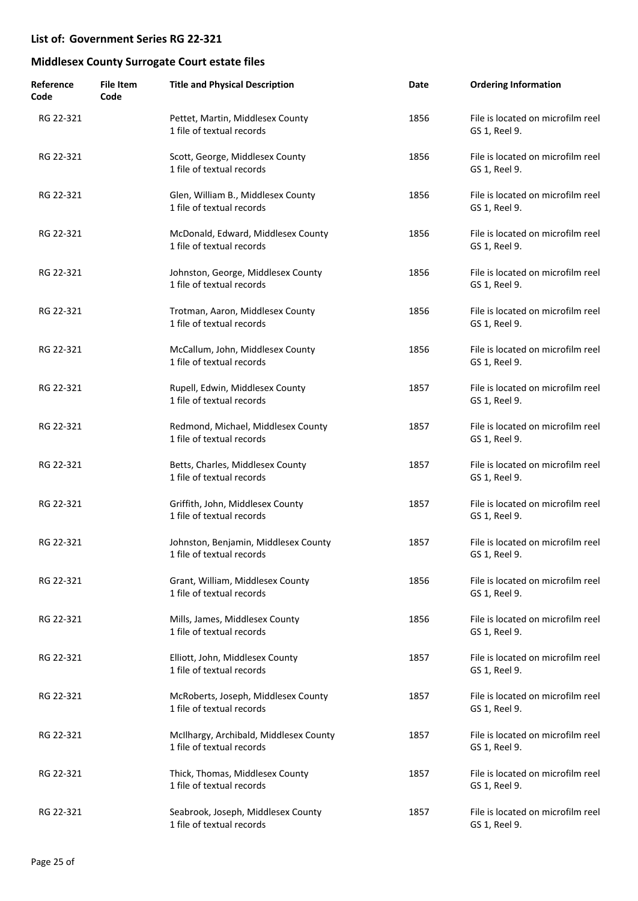## List of: Government Series RG 22-321

## Middlesex County Surrogate Court estate files

| Reference Code | File Item Code | Title and Physical Description | Date | Ordering Information |
|---|---|---|---|---|
| RG 22-321 | | Pettet, Martin, Middlesex County<br>1 file of textual records | 1856 | File is located on microfilm reel GS 1, Reel 9. |
| RG 22-321 | | Scott, George, Middlesex County<br>1 file of textual records | 1856 | File is located on microfilm reel GS 1, Reel 9. |
| RG 22-321 | | Glen, William B., Middlesex County<br>1 file of textual records | 1856 | File is located on microfilm reel GS 1, Reel 9. |
| RG 22-321 | | McDonald, Edward, Middlesex County<br>1 file of textual records | 1856 | File is located on microfilm reel GS 1, Reel 9. |
| RG 22-321 | | Johnston, George, Middlesex County<br>1 file of textual records | 1856 | File is located on microfilm reel GS 1, Reel 9. |
| RG 22-321 | | Trotman, Aaron, Middlesex County<br>1 file of textual records | 1856 | File is located on microfilm reel GS 1, Reel 9. |
| RG 22-321 | | McCallum, John, Middlesex County<br>1 file of textual records | 1856 | File is located on microfilm reel GS 1, Reel 9. |
| RG 22-321 | | Rupell, Edwin, Middlesex County<br>1 file of textual records | 1857 | File is located on microfilm reel GS 1, Reel 9. |
| RG 22-321 | | Redmond, Michael, Middlesex County<br>1 file of textual records | 1857 | File is located on microfilm reel GS 1, Reel 9. |
| RG 22-321 | | Betts, Charles, Middlesex County<br>1 file of textual records | 1857 | File is located on microfilm reel GS 1, Reel 9. |
| RG 22-321 | | Griffith, John, Middlesex County<br>1 file of textual records | 1857 | File is located on microfilm reel GS 1, Reel 9. |
| RG 22-321 | | Johnston, Benjamin, Middlesex County<br>1 file of textual records | 1857 | File is located on microfilm reel GS 1, Reel 9. |
| RG 22-321 | | Grant, William, Middlesex County<br>1 file of textual records | 1856 | File is located on microfilm reel GS 1, Reel 9. |
| RG 22-321 | | Mills, James, Middlesex County<br>1 file of textual records | 1856 | File is located on microfilm reel GS 1, Reel 9. |
| RG 22-321 | | Elliott, John, Middlesex County<br>1 file of textual records | 1857 | File is located on microfilm reel GS 1, Reel 9. |
| RG 22-321 | | McRoberts, Joseph, Middlesex County<br>1 file of textual records | 1857 | File is located on microfilm reel GS 1, Reel 9. |
| RG 22-321 | | McIlhargy, Archibald, Middlesex County<br>1 file of textual records | 1857 | File is located on microfilm reel GS 1, Reel 9. |
| RG 22-321 | | Thick, Thomas, Middlesex County<br>1 file of textual records | 1857 | File is located on microfilm reel GS 1, Reel 9. |
| RG 22-321 | | Seabrook, Joseph, Middlesex County<br>1 file of textual records | 1857 | File is located on microfilm reel GS 1, Reel 9. |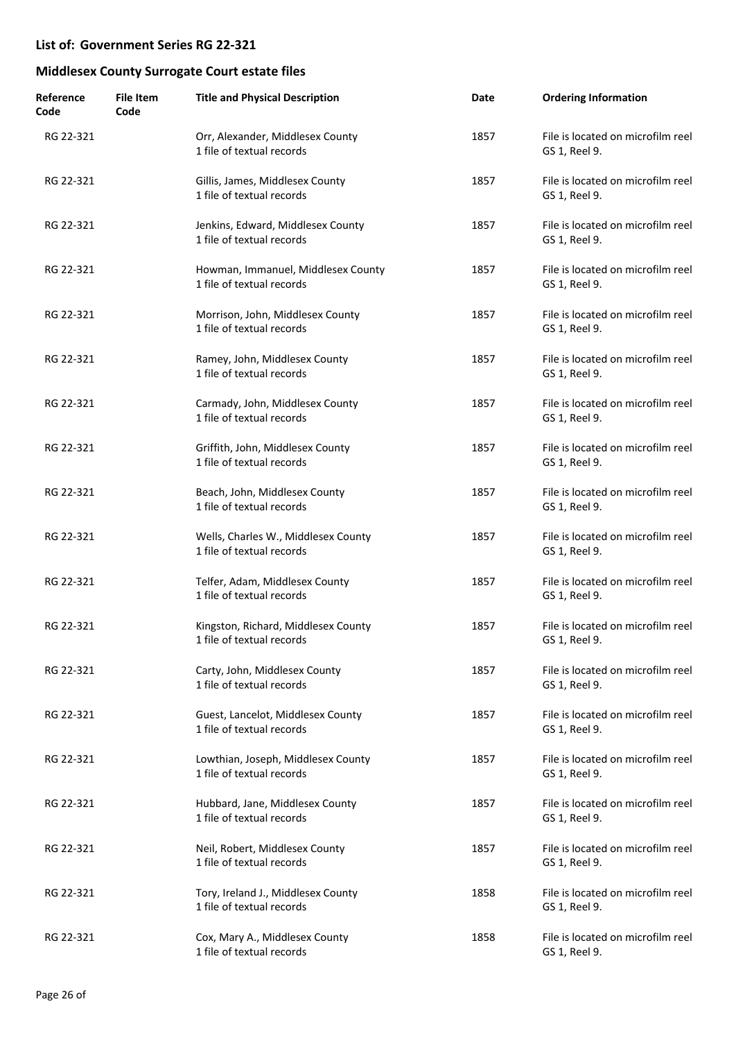## List of: Government Series RG 22-321

## Middlesex County Surrogate Court estate files

| Reference Code | File Item Code | Title and Physical Description | Date | Ordering Information |
|---|---|---|---|---|
| RG 22-321 | | Orr, Alexander, Middlesex County<br>1 file of textual records | 1857 | File is located on microfilm reel GS 1, Reel 9. |
| RG 22-321 | | Gillis, James, Middlesex County<br>1 file of textual records | 1857 | File is located on microfilm reel GS 1, Reel 9. |
| RG 22-321 | | Jenkins, Edward, Middlesex County<br>1 file of textual records | 1857 | File is located on microfilm reel GS 1, Reel 9. |
| RG 22-321 | | Howman, Immanuel, Middlesex County<br>1 file of textual records | 1857 | File is located on microfilm reel GS 1, Reel 9. |
| RG 22-321 | | Morrison, John, Middlesex County<br>1 file of textual records | 1857 | File is located on microfilm reel GS 1, Reel 9. |
| RG 22-321 | | Ramey, John, Middlesex County<br>1 file of textual records | 1857 | File is located on microfilm reel GS 1, Reel 9. |
| RG 22-321 | | Carmady, John, Middlesex County<br>1 file of textual records | 1857 | File is located on microfilm reel GS 1, Reel 9. |
| RG 22-321 | | Griffith, John, Middlesex County<br>1 file of textual records | 1857 | File is located on microfilm reel GS 1, Reel 9. |
| RG 22-321 | | Beach, John, Middlesex County<br>1 file of textual records | 1857 | File is located on microfilm reel GS 1, Reel 9. |
| RG 22-321 | | Wells, Charles W., Middlesex County<br>1 file of textual records | 1857 | File is located on microfilm reel GS 1, Reel 9. |
| RG 22-321 | | Telfer, Adam, Middlesex County<br>1 file of textual records | 1857 | File is located on microfilm reel GS 1, Reel 9. |
| RG 22-321 | | Kingston, Richard, Middlesex County<br>1 file of textual records | 1857 | File is located on microfilm reel GS 1, Reel 9. |
| RG 22-321 | | Carty, John, Middlesex County<br>1 file of textual records | 1857 | File is located on microfilm reel GS 1, Reel 9. |
| RG 22-321 | | Guest, Lancelot, Middlesex County<br>1 file of textual records | 1857 | File is located on microfilm reel GS 1, Reel 9. |
| RG 22-321 | | Lowthian, Joseph, Middlesex County<br>1 file of textual records | 1857 | File is located on microfilm reel GS 1, Reel 9. |
| RG 22-321 | | Hubbard, Jane, Middlesex County<br>1 file of textual records | 1857 | File is located on microfilm reel GS 1, Reel 9. |
| RG 22-321 | | Neil, Robert, Middlesex County<br>1 file of textual records | 1857 | File is located on microfilm reel GS 1, Reel 9. |
| RG 22-321 | | Tory, Ireland J., Middlesex County<br>1 file of textual records | 1858 | File is located on microfilm reel GS 1, Reel 9. |
| RG 22-321 | | Cox, Mary A., Middlesex County<br>1 file of textual records | 1858 | File is located on microfilm reel GS 1, Reel 9. |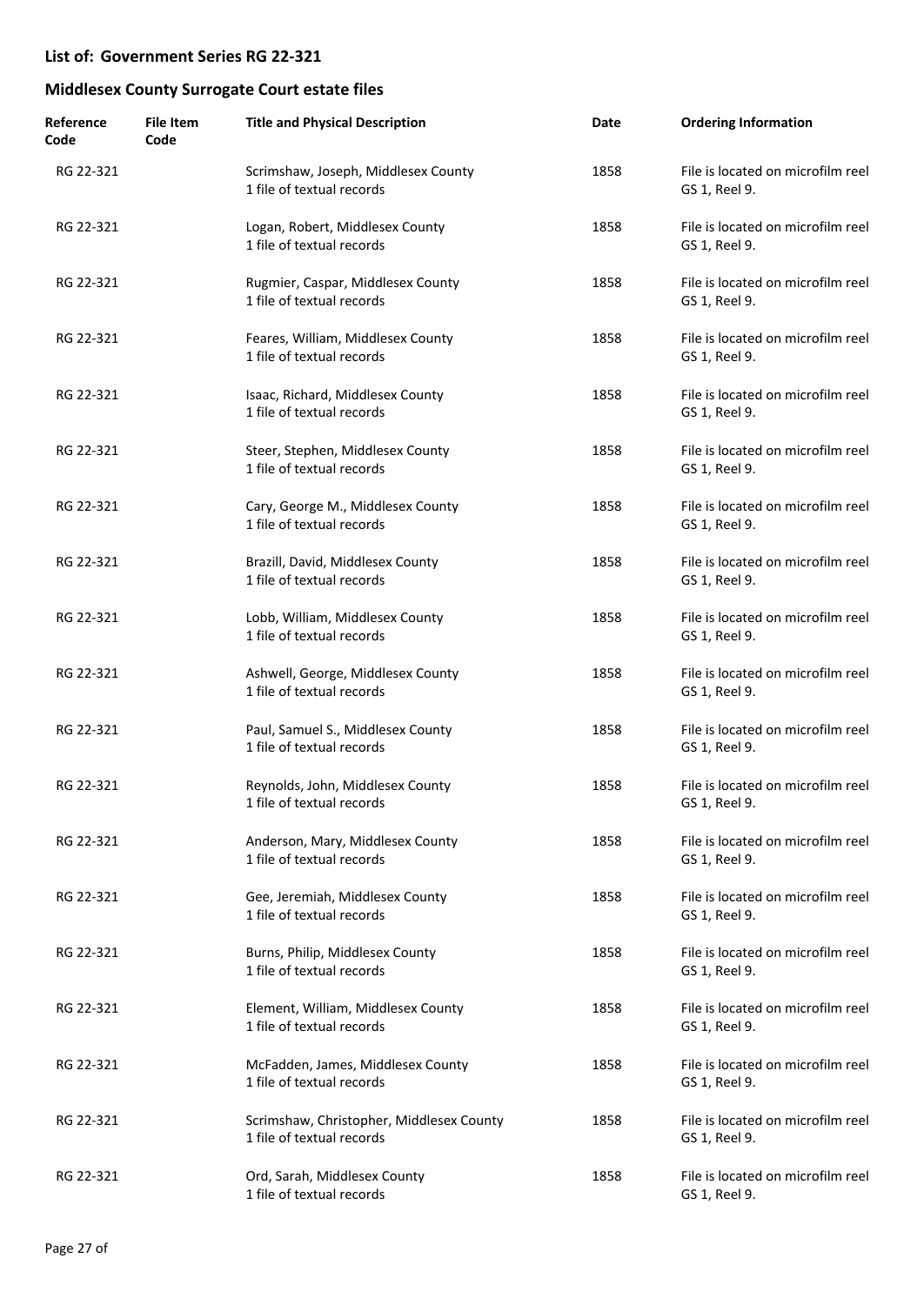## List of: Government Series RG 22-321

## Middlesex County Surrogate Court estate files

| Reference Code | File Item Code | Title and Physical Description | Date | Ordering Information |
|---|---|---|---|---|
| RG 22-321 | | Scrimshaw, Joseph, Middlesex County<br>1 file of textual records | 1858 | File is located on microfilm reel GS 1, Reel 9. |
| RG 22-321 | | Logan, Robert, Middlesex County<br>1 file of textual records | 1858 | File is located on microfilm reel GS 1, Reel 9. |
| RG 22-321 | | Rugmier, Caspar, Middlesex County<br>1 file of textual records | 1858 | File is located on microfilm reel GS 1, Reel 9. |
| RG 22-321 | | Feares, William, Middlesex County<br>1 file of textual records | 1858 | File is located on microfilm reel GS 1, Reel 9. |
| RG 22-321 | | Isaac, Richard, Middlesex County<br>1 file of textual records | 1858 | File is located on microfilm reel GS 1, Reel 9. |
| RG 22-321 | | Steer, Stephen, Middlesex County<br>1 file of textual records | 1858 | File is located on microfilm reel GS 1, Reel 9. |
| RG 22-321 | | Cary, George M., Middlesex County<br>1 file of textual records | 1858 | File is located on microfilm reel GS 1, Reel 9. |
| RG 22-321 | | Brazill, David, Middlesex County<br>1 file of textual records | 1858 | File is located on microfilm reel GS 1, Reel 9. |
| RG 22-321 | | Lobb, William, Middlesex County<br>1 file of textual records | 1858 | File is located on microfilm reel GS 1, Reel 9. |
| RG 22-321 | | Ashwell, George, Middlesex County<br>1 file of textual records | 1858 | File is located on microfilm reel GS 1, Reel 9. |
| RG 22-321 | | Paul, Samuel S., Middlesex County<br>1 file of textual records | 1858 | File is located on microfilm reel GS 1, Reel 9. |
| RG 22-321 | | Reynolds, John, Middlesex County<br>1 file of textual records | 1858 | File is located on microfilm reel GS 1, Reel 9. |
| RG 22-321 | | Anderson, Mary, Middlesex County<br>1 file of textual records | 1858 | File is located on microfilm reel GS 1, Reel 9. |
| RG 22-321 | | Gee, Jeremiah, Middlesex County<br>1 file of textual records | 1858 | File is located on microfilm reel GS 1, Reel 9. |
| RG 22-321 | | Burns, Philip, Middlesex County<br>1 file of textual records | 1858 | File is located on microfilm reel GS 1, Reel 9. |
| RG 22-321 | | Element, William, Middlesex County<br>1 file of textual records | 1858 | File is located on microfilm reel GS 1, Reel 9. |
| RG 22-321 | | McFadden, James, Middlesex County<br>1 file of textual records | 1858 | File is located on microfilm reel GS 1, Reel 9. |
| RG 22-321 | | Scrimshaw, Christopher, Middlesex County<br>1 file of textual records | 1858 | File is located on microfilm reel GS 1, Reel 9. |
| RG 22-321 | | Ord, Sarah, Middlesex County<br>1 file of textual records | 1858 | File is located on microfilm reel GS 1, Reel 9. |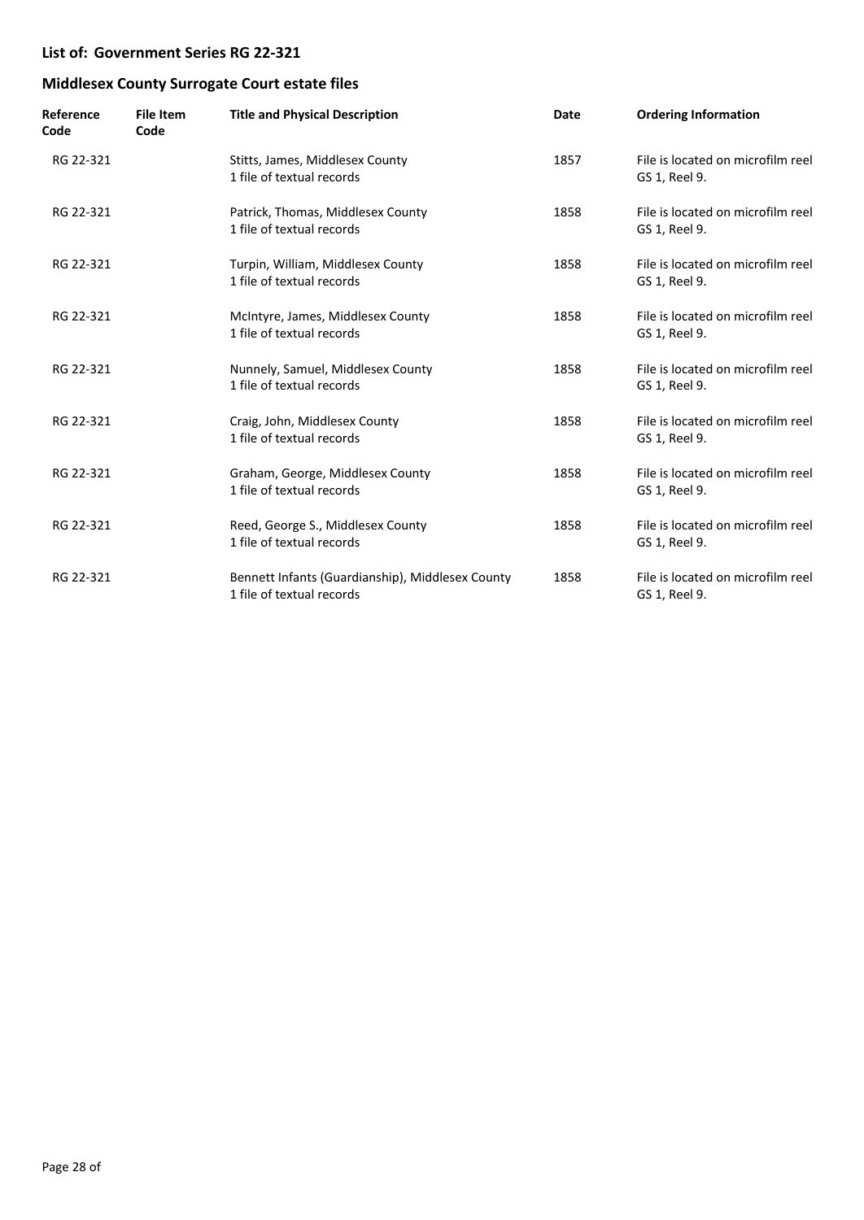**List of: Government Series RG 22-321**

**Middlesex County Surrogate Court estate files**

| Reference Code | File Item Code | Title and Physical Description | Date | Ordering Information |
|---|---|---|---|---|
| RG 22-321 | | Stitts, James, Middlesex County<br>1 file of textual records | 1857 | File is located on microfilm reel GS 1, Reel 9. |
| RG 22-321 | | Patrick, Thomas, Middlesex County<br>1 file of textual records | 1858 | File is located on microfilm reel GS 1, Reel 9. |
| RG 22-321 | | Turpin, William, Middlesex County<br>1 file of textual records | 1858 | File is located on microfilm reel GS 1, Reel 9. |
| RG 22-321 | | McIntyre, James, Middlesex County<br>1 file of textual records | 1858 | File is located on microfilm reel GS 1, Reel 9. |
| RG 22-321 | | Nunnely, Samuel, Middlesex County<br>1 file of textual records | 1858 | File is located on microfilm reel GS 1, Reel 9. |
| RG 22-321 | | Craig, John, Middlesex County<br>1 file of textual records | 1858 | File is located on microfilm reel GS 1, Reel 9. |
| RG 22-321 | | Graham, George, Middlesex County<br>1 file of textual records | 1858 | File is located on microfilm reel GS 1, Reel 9. |
| RG 22-321 | | Reed, George S., Middlesex County<br>1 file of textual records | 1858 | File is located on microfilm reel GS 1, Reel 9. |
| RG 22-321 | | Bennett Infants (Guardianship), Middlesex County<br>1 file of textual records | 1858 | File is located on microfilm reel GS 1, Reel 9. |